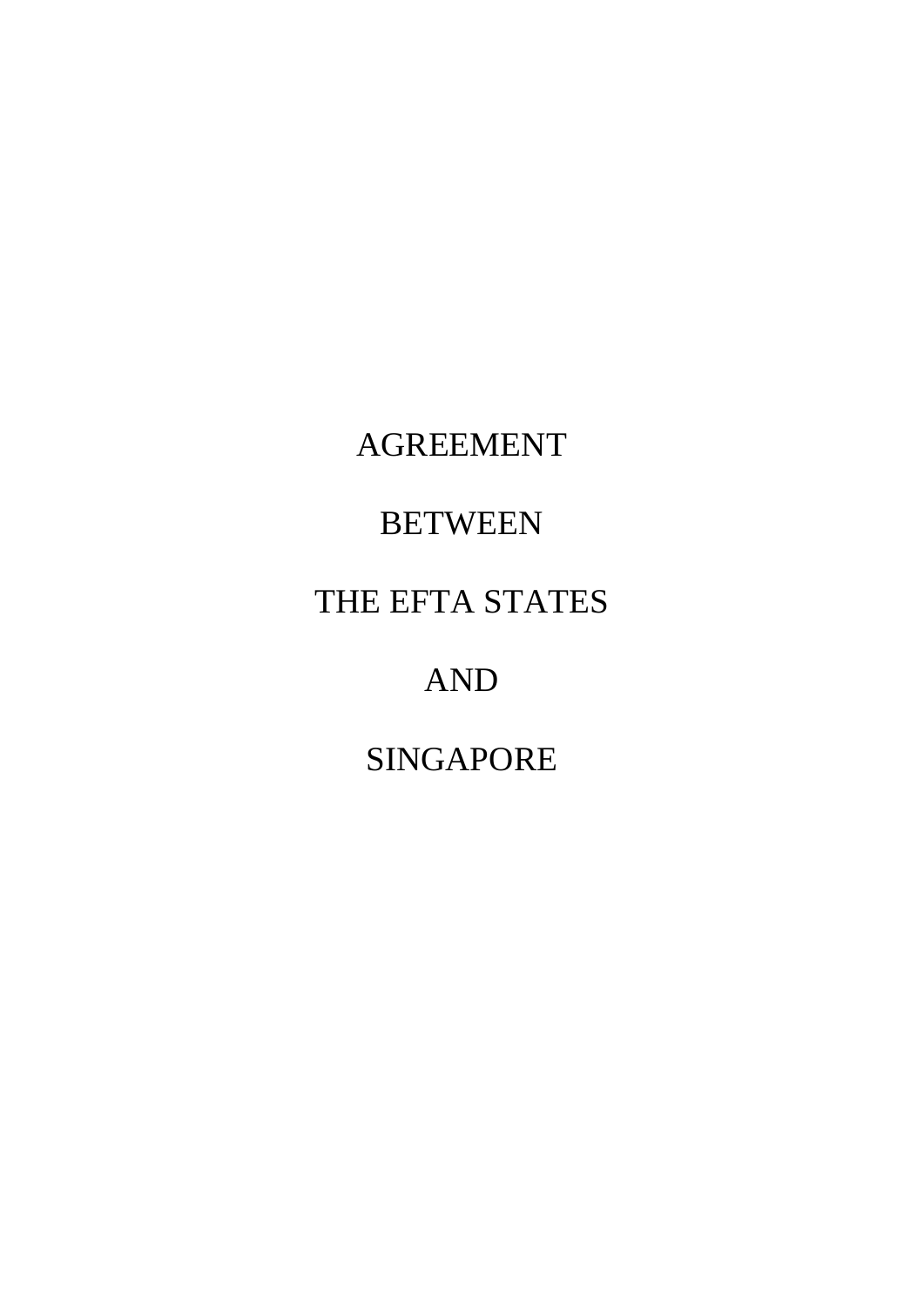# AGREEMENT

# BETWEEN

# THE EFTA STATES

# AND

# SINGAPORE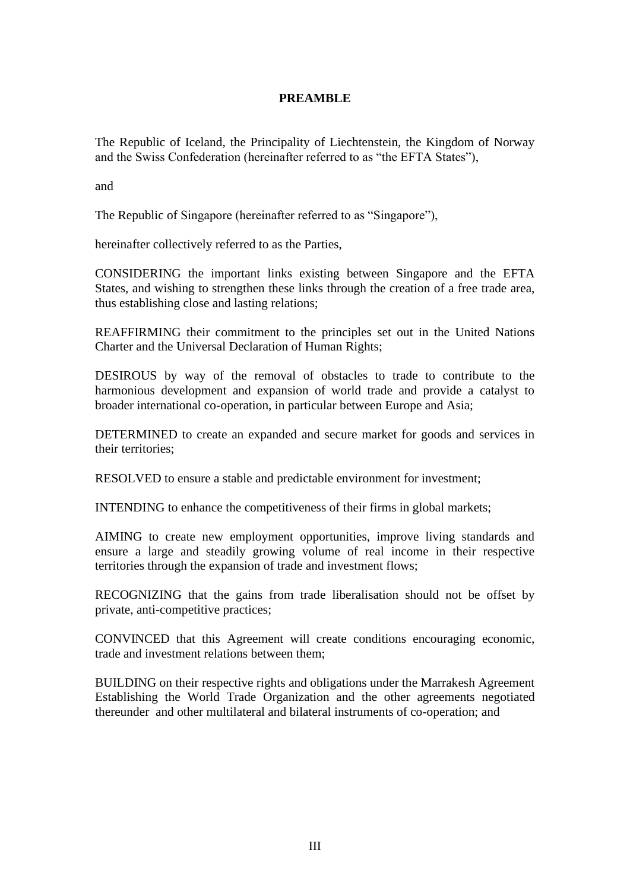## PREAMBLE

The Republic of Iceland, the Principality of Liechtenstein, the Kingdom of Norway and the Swiss Confederation (hereinafter referred to as "the EFTA States"),

and

The Republic of Singapore (hereinafter referred to as "Singapore"),

hereinafter collectively referred to as the Parties,

CONSIDERING the important links existing between Singapore and the EFTA States, and wishing to strengthen these links through the creation of a free trade area, thus establishing close and lasting relations;

REAFFIRMING their commitment to the principles set out in the United Nations Charter and the Universal Declaration of Human Rights;

DESIROUS by way of the removal of obstacles to trade to contribute to the harmonious development and expansion of world trade and provide a catalyst to broader international co-operation, in particular between Europe and Asia;

DETERMINED to create an expanded and secure market for goods and services in their territories;

RESOLVED to ensure a stable and predictable environment for investment;

INTENDING to enhance the competitiveness of their firms in global markets;

AIMING to create new employment opportunities, improve living standards and ensure a large and steadily growing volume of real income in their respective territories through the expansion of trade and investment flows;

RECOGNIZING that the gains from trade liberalisation should not be offset by private, anti-competitive practices;

CONVINCED that this Agreement will create conditions encouraging economic, trade and investment relations between them;

BUILDING on their respective rights and obligations under the Marrakesh Agreement Establishing the World Trade Organization and the other agreements negotiated thereunder and other multilateral and bilateral instruments of co-operation; and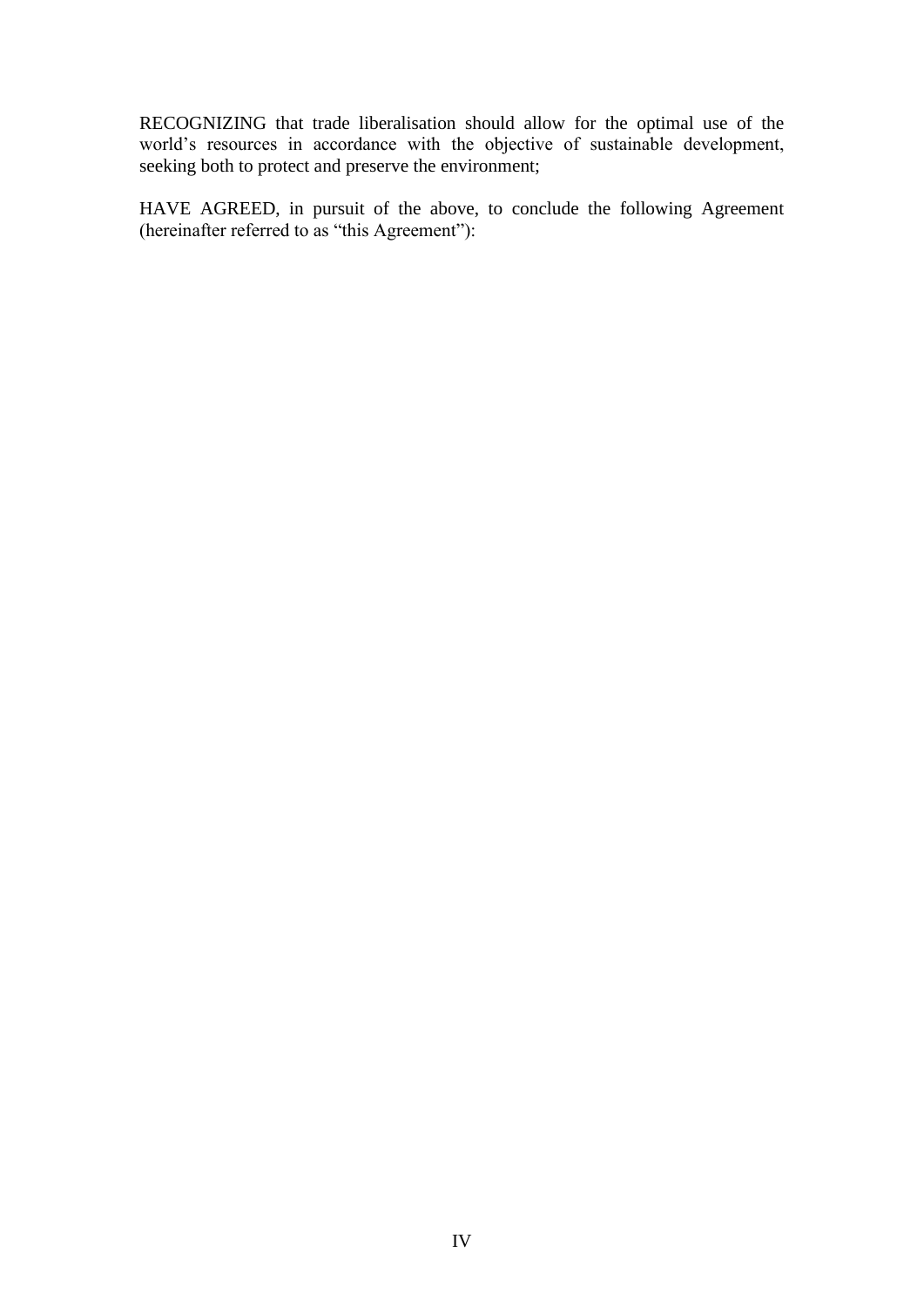RECOGNIZING that trade liberalisation should allow for the optimal use of the world's resources in accordance with the objective of sustainable development, seeking both to protect and preserve the environment;

HAVE AGREED, in pursuit of the above, to conclude the following Agreement (hereinafter referred to as "this Agreement"):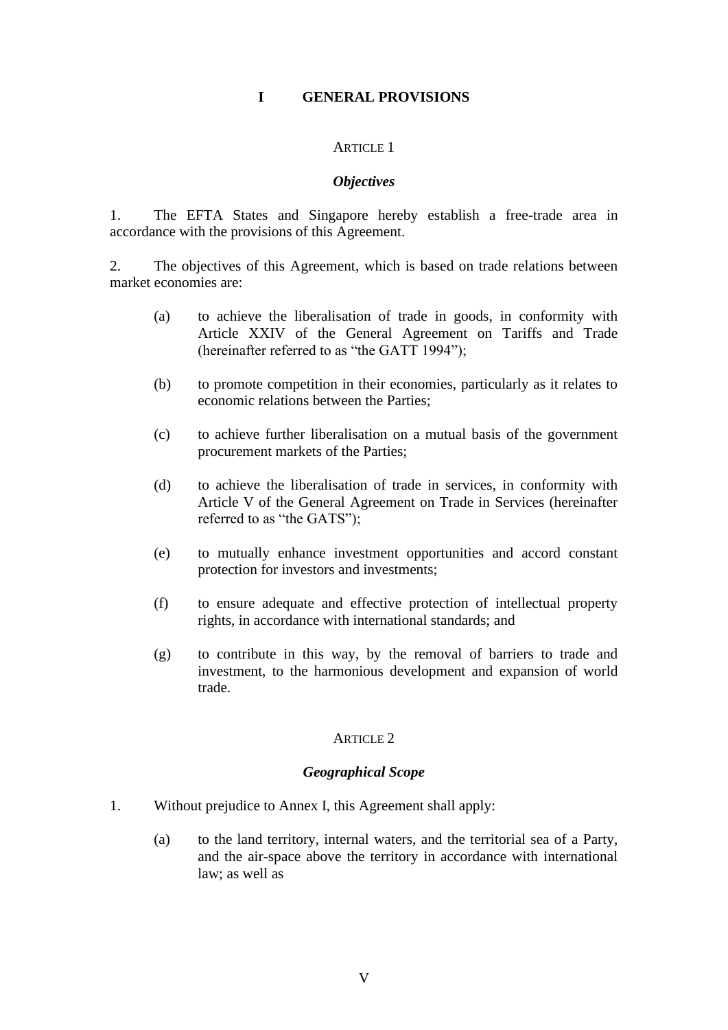# I GENERAL PROVISIONS

## ARTICLE 1

### *Objectives*

1. The EFTA States and Singapore hereby establish a free-trade area in accordance with the provisions of this Agreement.

2. The objectives of this Agreement, which is based on trade relations between market economies are:

   (a) to achieve the liberalisation of trade in goods, in conformity with Article XXIV of the General Agreement on Tariffs and Trade (hereinafter referred to as "the GATT 1994");

   (b) to promote competition in their economies, particularly as it relates to economic relations between the Parties;

   (c) to achieve further liberalisation on a mutual basis of the government procurement markets of the Parties;

   (d) to achieve the liberalisation of trade in services, in conformity with Article V of the General Agreement on Trade in Services (hereinafter referred to as "the GATS");

   (e) to mutually enhance investment opportunities and accord constant protection for investors and investments;

   (f) to ensure adequate and effective protection of intellectual property rights, in accordance with international standards; and

   (g) to contribute in this way, by the removal of barriers to trade and investment, to the harmonious development and expansion of world trade.

## ARTICLE 2

### *Geographical Scope*

1. Without prejudice to Annex I, this Agreement shall apply:

   (a) to the land territory, internal waters, and the territorial sea of a Party, and the air-space above the territory in accordance with international law; as well as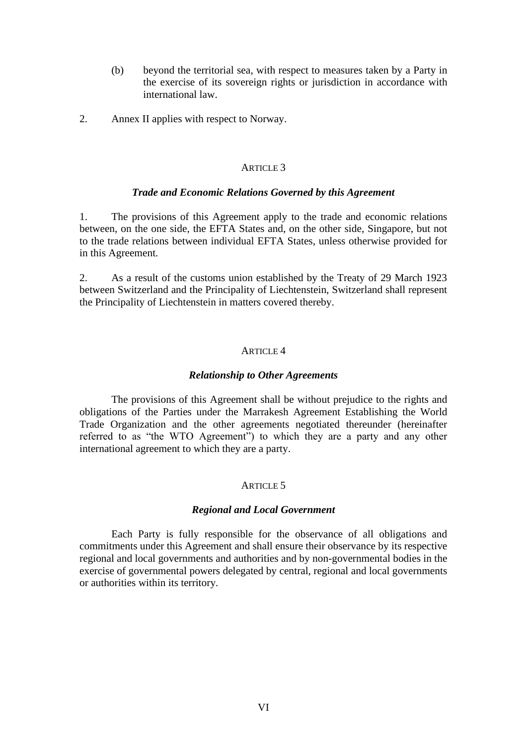(b) beyond the territorial sea, with respect to measures taken by a Party in the exercise of its sovereign rights or jurisdiction in accordance with international law.

2. Annex II applies with respect to Norway.

### ARTICLE 3

***Trade and Economic Relations Governed by this Agreement***

1. The provisions of this Agreement apply to the trade and economic relations between, on the one side, the EFTA States and, on the other side, Singapore, but not to the trade relations between individual EFTA States, unless otherwise provided for in this Agreement.

2. As a result of the customs union established by the Treaty of 29 March 1923 between Switzerland and the Principality of Liechtenstein, Switzerland shall represent the Principality of Liechtenstein in matters covered thereby.

### ARTICLE 4

***Relationship to Other Agreements***

The provisions of this Agreement shall be without prejudice to the rights and obligations of the Parties under the Marrakesh Agreement Establishing the World Trade Organization and the other agreements negotiated thereunder (hereinafter referred to as "the WTO Agreement") to which they are a party and any other international agreement to which they are a party.

### ARTICLE 5

***Regional and Local Government***

Each Party is fully responsible for the observance of all obligations and commitments under this Agreement and shall ensure their observance by its respective regional and local governments and authorities and by non-governmental bodies in the exercise of governmental powers delegated by central, regional and local governments or authorities within its territory.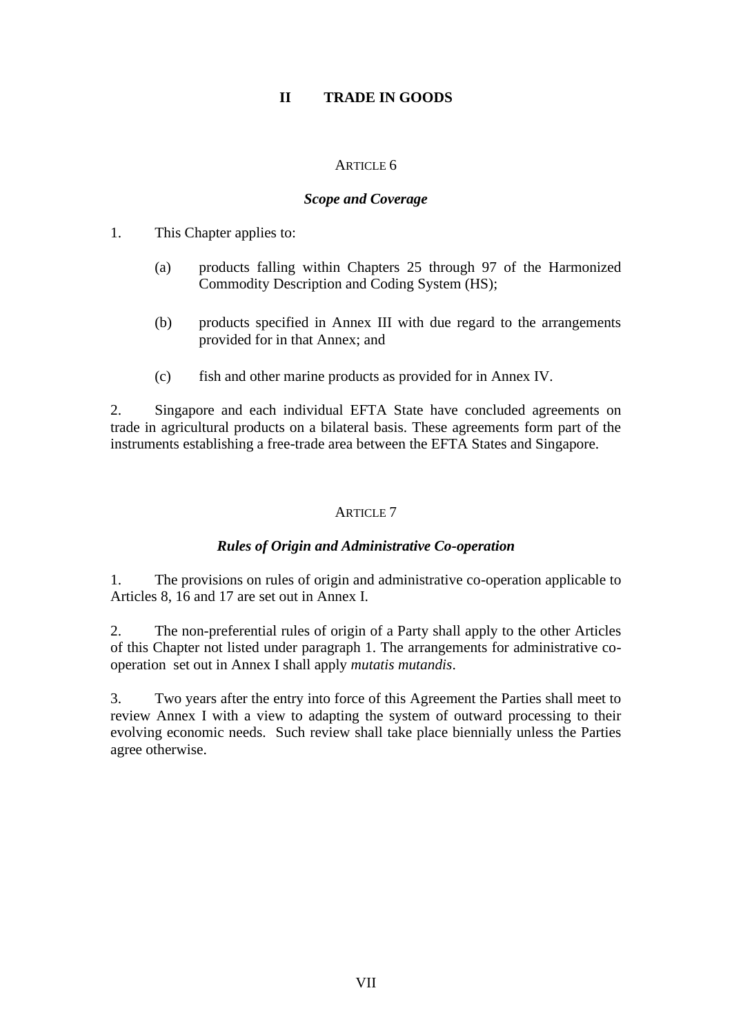# II TRADE IN GOODS

## ARTICLE 6

### *Scope and Coverage*

1. This Chapter applies to:

   (a) products falling within Chapters 25 through 97 of the Harmonized Commodity Description and Coding System (HS);

   (b) products specified in Annex III with due regard to the arrangements provided for in that Annex; and

   (c) fish and other marine products as provided for in Annex IV.

2. Singapore and each individual EFTA State have concluded agreements on trade in agricultural products on a bilateral basis. These agreements form part of the instruments establishing a free-trade area between the EFTA States and Singapore.

## ARTICLE 7

### *Rules of Origin and Administrative Co-operation*

1. The provisions on rules of origin and administrative co-operation applicable to Articles 8, 16 and 17 are set out in Annex I.

2. The non-preferential rules of origin of a Party shall apply to the other Articles of this Chapter not listed under paragraph 1. The arrangements for administrative co-operation set out in Annex I shall apply *mutatis mutandis*.

3. Two years after the entry into force of this Agreement the Parties shall meet to review Annex I with a view to adapting the system of outward processing to their evolving economic needs. Such review shall take place biennially unless the Parties agree otherwise.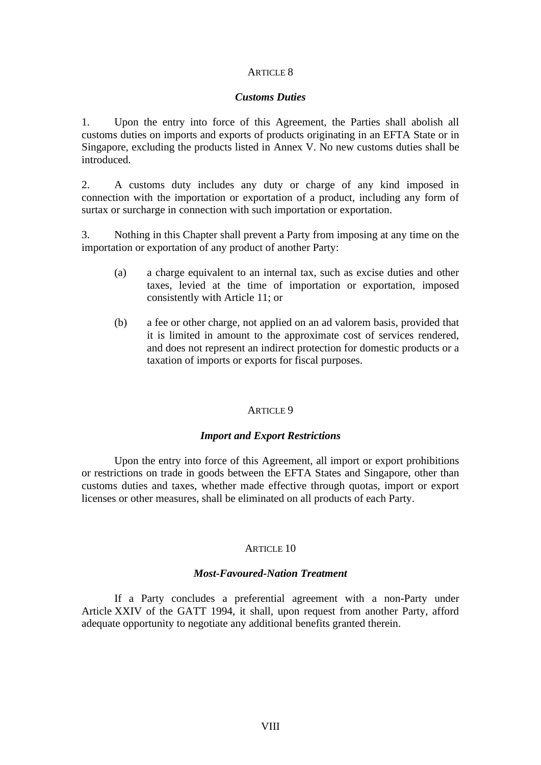### ARTICLE 8

#### *Customs Duties*

1. Upon the entry into force of this Agreement, the Parties shall abolish all customs duties on imports and exports of products originating in an EFTA State or in Singapore, excluding the products listed in Annex V. No new customs duties shall be introduced.

2. A customs duty includes any duty or charge of any kind imposed in connection with the importation or exportation of a product, including any form of surtax or surcharge in connection with such importation or exportation.

3. Nothing in this Chapter shall prevent a Party from imposing at any time on the importation or exportation of any product of another Party:

   (a) a charge equivalent to an internal tax, such as excise duties and other taxes, levied at the time of importation or exportation, imposed consistently with Article 11; or

   (b) a fee or other charge, not applied on an ad valorem basis, provided that it is limited in amount to the approximate cost of services rendered, and does not represent an indirect protection for domestic products or a taxation of imports or exports for fiscal purposes.

### ARTICLE 9

#### *Import and Export Restrictions*

Upon the entry into force of this Agreement, all import or export prohibitions or restrictions on trade in goods between the EFTA States and Singapore, other than customs duties and taxes, whether made effective through quotas, import or export licenses or other measures, shall be eliminated on all products of each Party.

### ARTICLE 10

#### *Most-Favoured-Nation Treatment*

If a Party concludes a preferential agreement with a non-Party under Article XXIV of the GATT 1994, it shall, upon request from another Party, afford adequate opportunity to negotiate any additional benefits granted therein.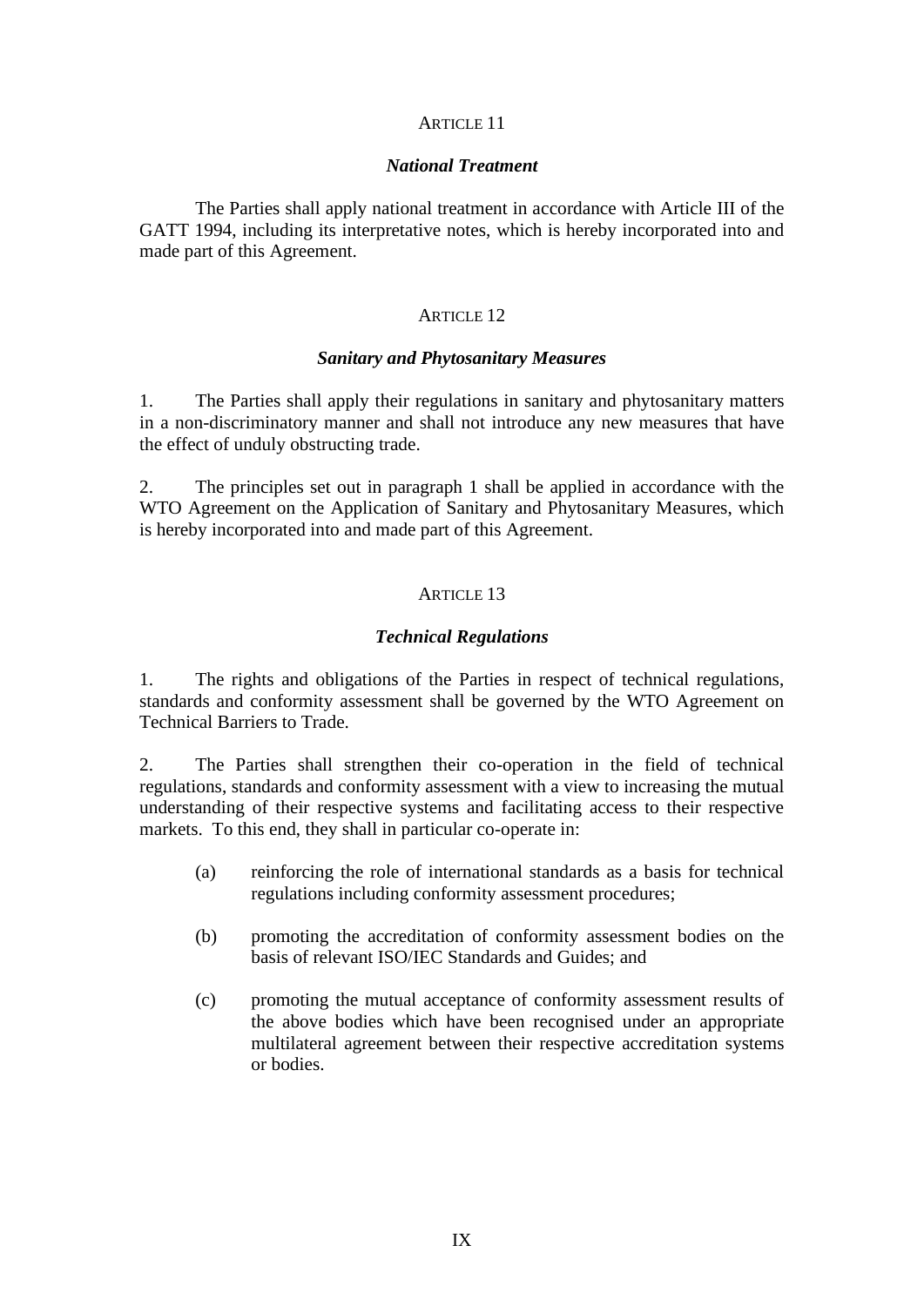## ARTICLE 11

### *National Treatment*

The Parties shall apply national treatment in accordance with Article III of the GATT 1994, including its interpretative notes, which is hereby incorporated into and made part of this Agreement.

## ARTICLE 12

### *Sanitary and Phytosanitary Measures*

1. The Parties shall apply their regulations in sanitary and phytosanitary matters in a non-discriminatory manner and shall not introduce any new measures that have the effect of unduly obstructing trade.

2. The principles set out in paragraph 1 shall be applied in accordance with the WTO Agreement on the Application of Sanitary and Phytosanitary Measures, which is hereby incorporated into and made part of this Agreement.

## ARTICLE 13

### *Technical Regulations*

1. The rights and obligations of the Parties in respect of technical regulations, standards and conformity assessment shall be governed by the WTO Agreement on Technical Barriers to Trade.

2. The Parties shall strengthen their co-operation in the field of technical regulations, standards and conformity assessment with a view to increasing the mutual understanding of their respective systems and facilitating access to their respective markets. To this end, they shall in particular co-operate in:

(a) reinforcing the role of international standards as a basis for technical regulations including conformity assessment procedures;

(b) promoting the accreditation of conformity assessment bodies on the basis of relevant ISO/IEC Standards and Guides; and

(c) promoting the mutual acceptance of conformity assessment results of the above bodies which have been recognised under an appropriate multilateral agreement between their respective accreditation systems or bodies.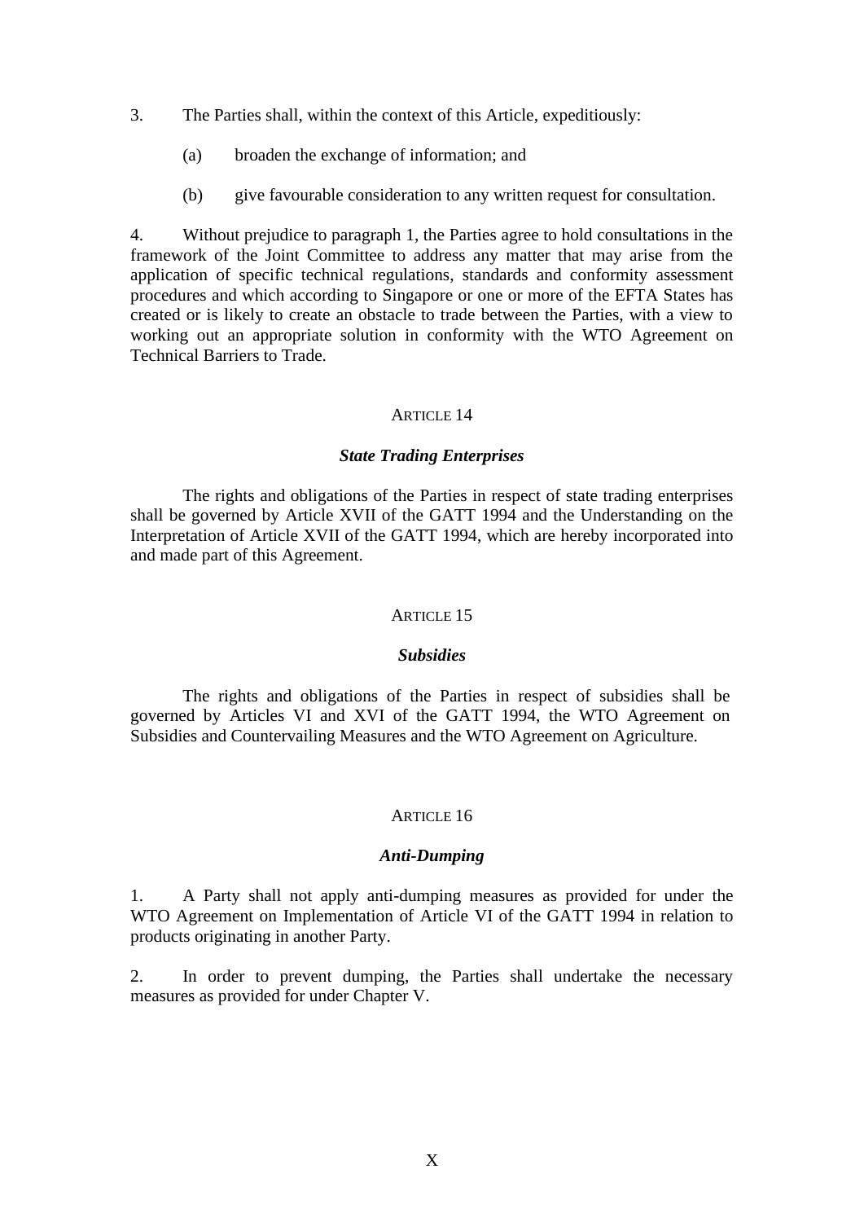3. The Parties shall, within the context of this Article, expeditiously:

   (a) broaden the exchange of information; and

   (b) give favourable consideration to any written request for consultation.

4. Without prejudice to paragraph 1, the Parties agree to hold consultations in the framework of the Joint Committee to address any matter that may arise from the application of specific technical regulations, standards and conformity assessment procedures and which according to Singapore or one or more of the EFTA States has created or is likely to create an obstacle to trade between the Parties, with a view to working out an appropriate solution in conformity with the WTO Agreement on Technical Barriers to Trade.

## ARTICLE 14

### *State Trading Enterprises*

The rights and obligations of the Parties in respect of state trading enterprises shall be governed by Article XVII of the GATT 1994 and the Understanding on the Interpretation of Article XVII of the GATT 1994, which are hereby incorporated into and made part of this Agreement.

## ARTICLE 15

### *Subsidies*

The rights and obligations of the Parties in respect of subsidies shall be governed by Articles VI and XVI of the GATT 1994, the WTO Agreement on Subsidies and Countervailing Measures and the WTO Agreement on Agriculture.

## ARTICLE 16

### *Anti-Dumping*

1. A Party shall not apply anti-dumping measures as provided for under the WTO Agreement on Implementation of Article VI of the GATT 1994 in relation to products originating in another Party.

2. In order to prevent dumping, the Parties shall undertake the necessary measures as provided for under Chapter V.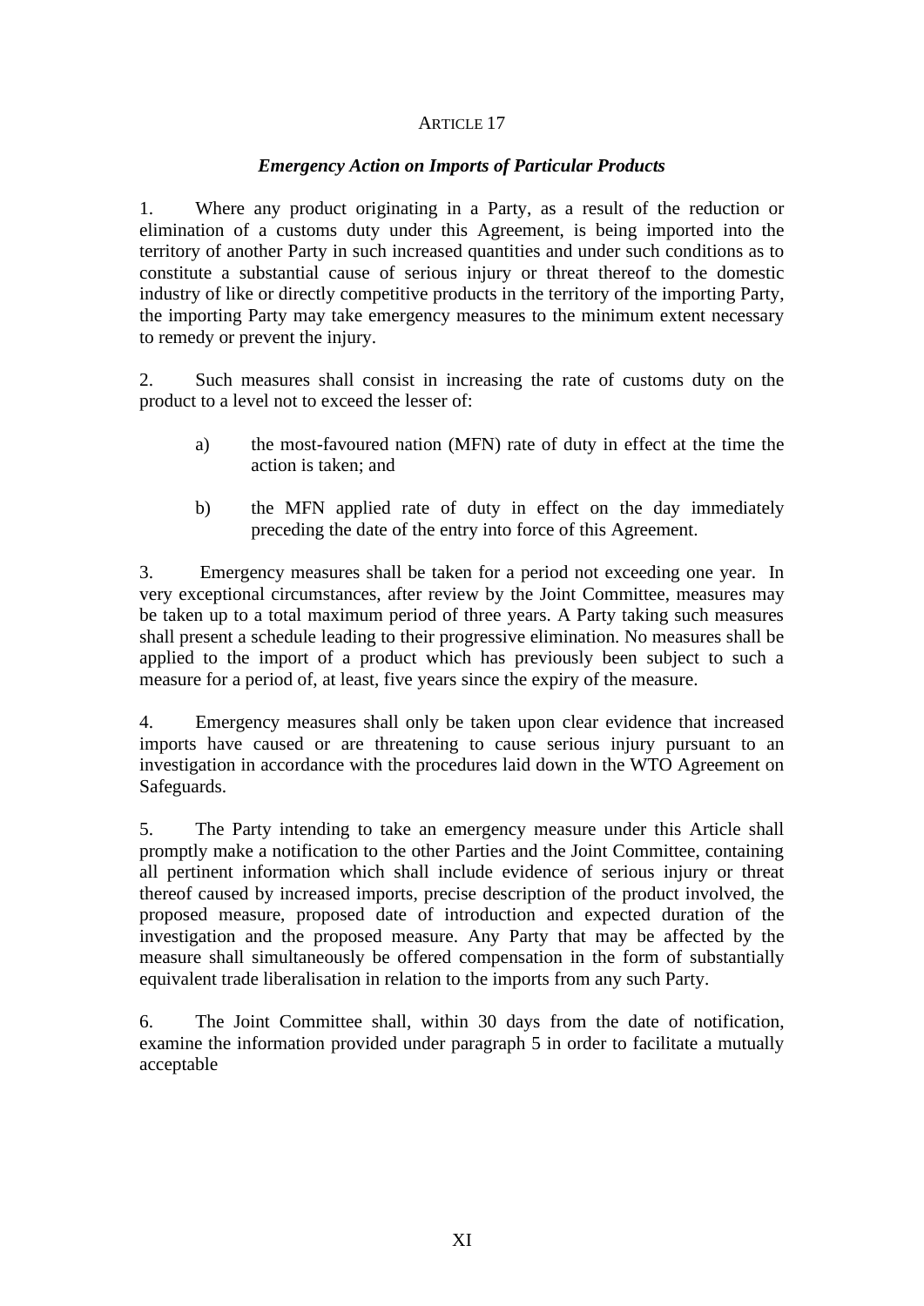ARTICLE 17

***Emergency Action on Imports of Particular Products***

1. Where any product originating in a Party, as a result of the reduction or elimination of a customs duty under this Agreement, is being imported into the territory of another Party in such increased quantities and under such conditions as to constitute a substantial cause of serious injury or threat thereof to the domestic industry of like or directly competitive products in the territory of the importing Party, the importing Party may take emergency measures to the minimum extent necessary to remedy or prevent the injury.

2. Such measures shall consist in increasing the rate of customs duty on the product to a level not to exceed the lesser of:

   a) the most-favoured nation (MFN) rate of duty in effect at the time the action is taken; and

   b) the MFN applied rate of duty in effect on the day immediately preceding the date of the entry into force of this Agreement.

3. Emergency measures shall be taken for a period not exceeding one year. In very exceptional circumstances, after review by the Joint Committee, measures may be taken up to a total maximum period of three years. A Party taking such measures shall present a schedule leading to their progressive elimination. No measures shall be applied to the import of a product which has previously been subject to such a measure for a period of, at least, five years since the expiry of the measure.

4. Emergency measures shall only be taken upon clear evidence that increased imports have caused or are threatening to cause serious injury pursuant to an investigation in accordance with the procedures laid down in the WTO Agreement on Safeguards.

5. The Party intending to take an emergency measure under this Article shall promptly make a notification to the other Parties and the Joint Committee, containing all pertinent information which shall include evidence of serious injury or threat thereof caused by increased imports, precise description of the product involved, the proposed measure, proposed date of introduction and expected duration of the investigation and the proposed measure. Any Party that may be affected by the measure shall simultaneously be offered compensation in the form of substantially equivalent trade liberalisation in relation to the imports from any such Party.

6. The Joint Committee shall, within 30 days from the date of notification, examine the information provided under paragraph 5 in order to facilitate a mutually acceptable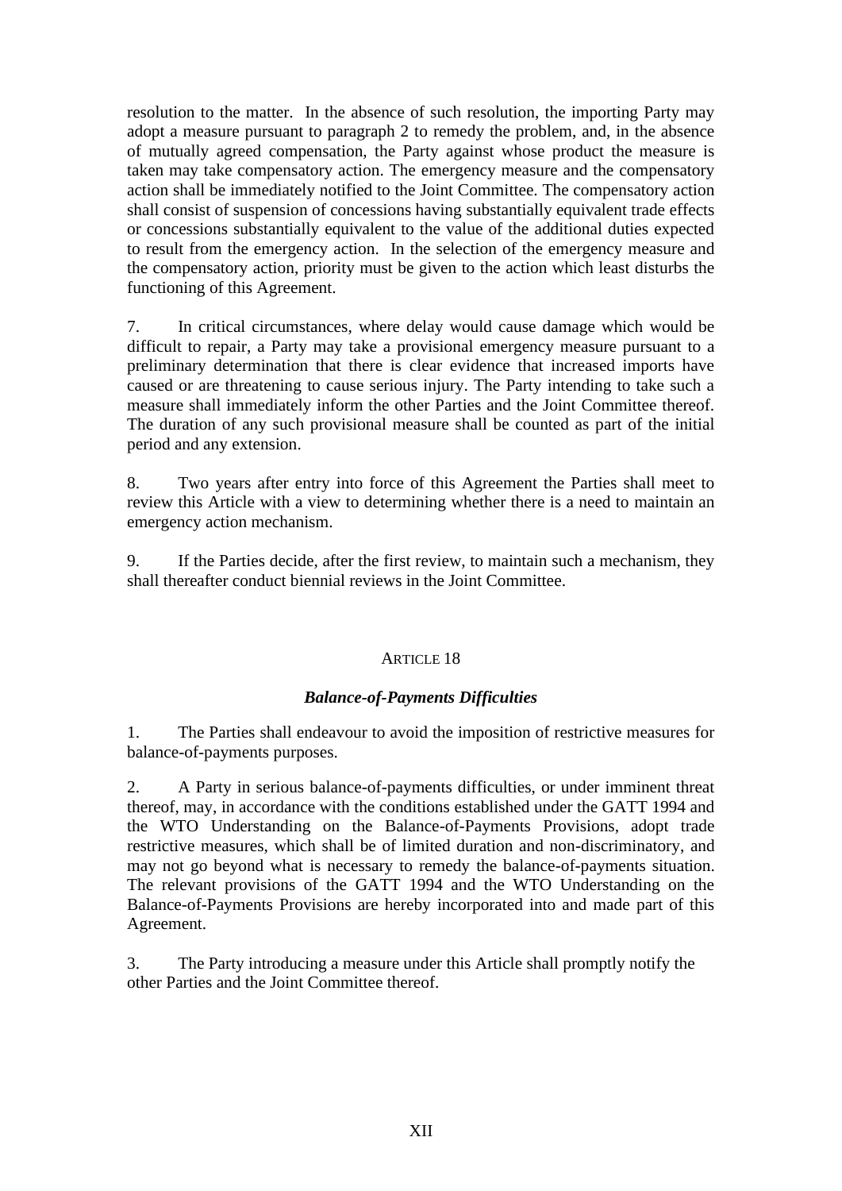resolution to the matter. In the absence of such resolution, the importing Party may adopt a measure pursuant to paragraph 2 to remedy the problem, and, in the absence of mutually agreed compensation, the Party against whose product the measure is taken may take compensatory action. The emergency measure and the compensatory action shall be immediately notified to the Joint Committee. The compensatory action shall consist of suspension of concessions having substantially equivalent trade effects or concessions substantially equivalent to the value of the additional duties expected to result from the emergency action. In the selection of the emergency measure and the compensatory action, priority must be given to the action which least disturbs the functioning of this Agreement.

7. In critical circumstances, where delay would cause damage which would be difficult to repair, a Party may take a provisional emergency measure pursuant to a preliminary determination that there is clear evidence that increased imports have caused or are threatening to cause serious injury. The Party intending to take such a measure shall immediately inform the other Parties and the Joint Committee thereof. The duration of any such provisional measure shall be counted as part of the initial period and any extension.

8. Two years after entry into force of this Agreement the Parties shall meet to review this Article with a view to determining whether there is a need to maintain an emergency action mechanism.

9. If the Parties decide, after the first review, to maintain such a mechanism, they shall thereafter conduct biennial reviews in the Joint Committee.

## ARTICLE 18

### *Balance-of-Payments Difficulties*

1. The Parties shall endeavour to avoid the imposition of restrictive measures for balance-of-payments purposes.

2. A Party in serious balance-of-payments difficulties, or under imminent threat thereof, may, in accordance with the conditions established under the GATT 1994 and the WTO Understanding on the Balance-of-Payments Provisions, adopt trade restrictive measures, which shall be of limited duration and non-discriminatory, and may not go beyond what is necessary to remedy the balance-of-payments situation. The relevant provisions of the GATT 1994 and the WTO Understanding on the Balance-of-Payments Provisions are hereby incorporated into and made part of this Agreement.

3. The Party introducing a measure under this Article shall promptly notify the other Parties and the Joint Committee thereof.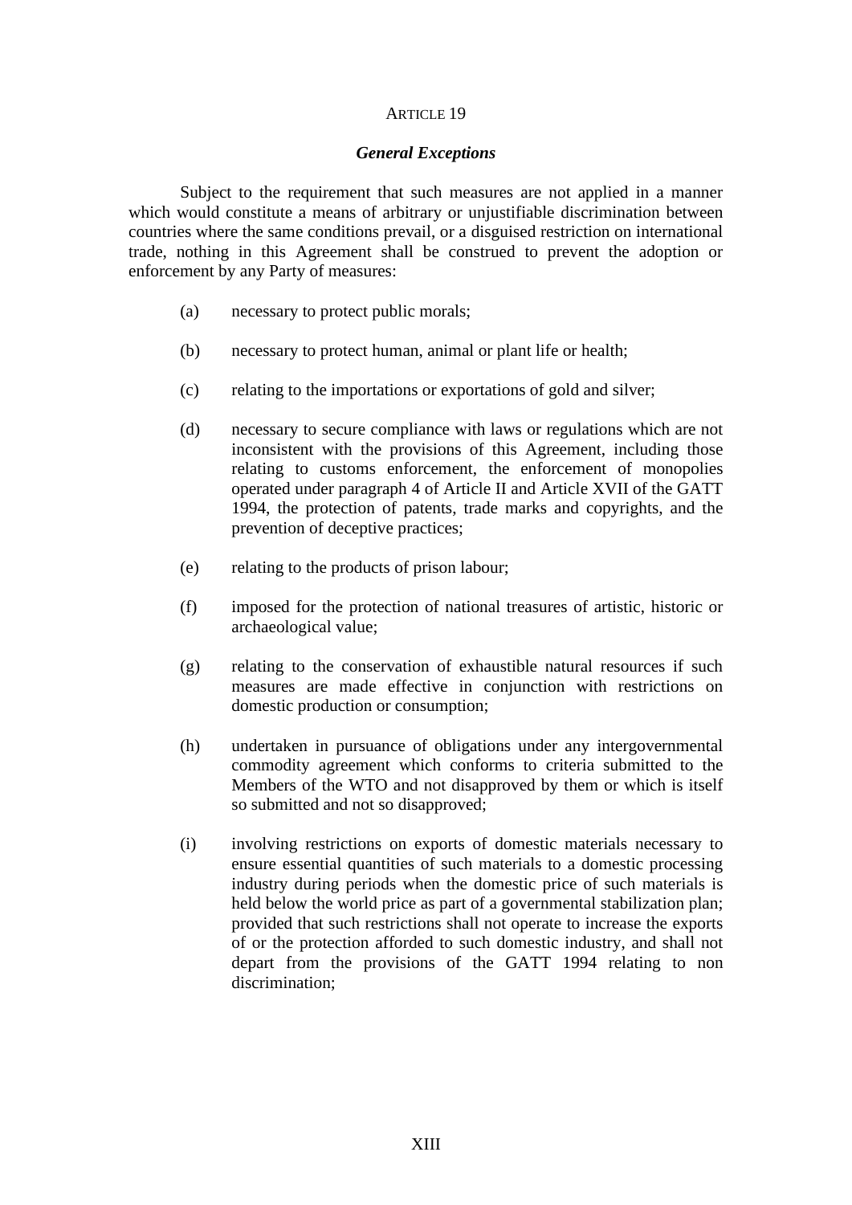## ARTICLE 19

### *General Exceptions*

Subject to the requirement that such measures are not applied in a manner which would constitute a means of arbitrary or unjustifiable discrimination between countries where the same conditions prevail, or a disguised restriction on international trade, nothing in this Agreement shall be construed to prevent the adoption or enforcement by any Party of measures:

(a) necessary to protect public morals;

(b) necessary to protect human, animal or plant life or health;

(c) relating to the importations or exportations of gold and silver;

(d) necessary to secure compliance with laws or regulations which are not inconsistent with the provisions of this Agreement, including those relating to customs enforcement, the enforcement of monopolies operated under paragraph 4 of Article II and Article XVII of the GATT 1994, the protection of patents, trade marks and copyrights, and the prevention of deceptive practices;

(e) relating to the products of prison labour;

(f) imposed for the protection of national treasures of artistic, historic or archaeological value;

(g) relating to the conservation of exhaustible natural resources if such measures are made effective in conjunction with restrictions on domestic production or consumption;

(h) undertaken in pursuance of obligations under any intergovernmental commodity agreement which conforms to criteria submitted to the Members of the WTO and not disapproved by them or which is itself so submitted and not so disapproved;

(i) involving restrictions on exports of domestic materials necessary to ensure essential quantities of such materials to a domestic processing industry during periods when the domestic price of such materials is held below the world price as part of a governmental stabilization plan; provided that such restrictions shall not operate to increase the exports of or the protection afforded to such domestic industry, and shall not depart from the provisions of the GATT 1994 relating to non discrimination;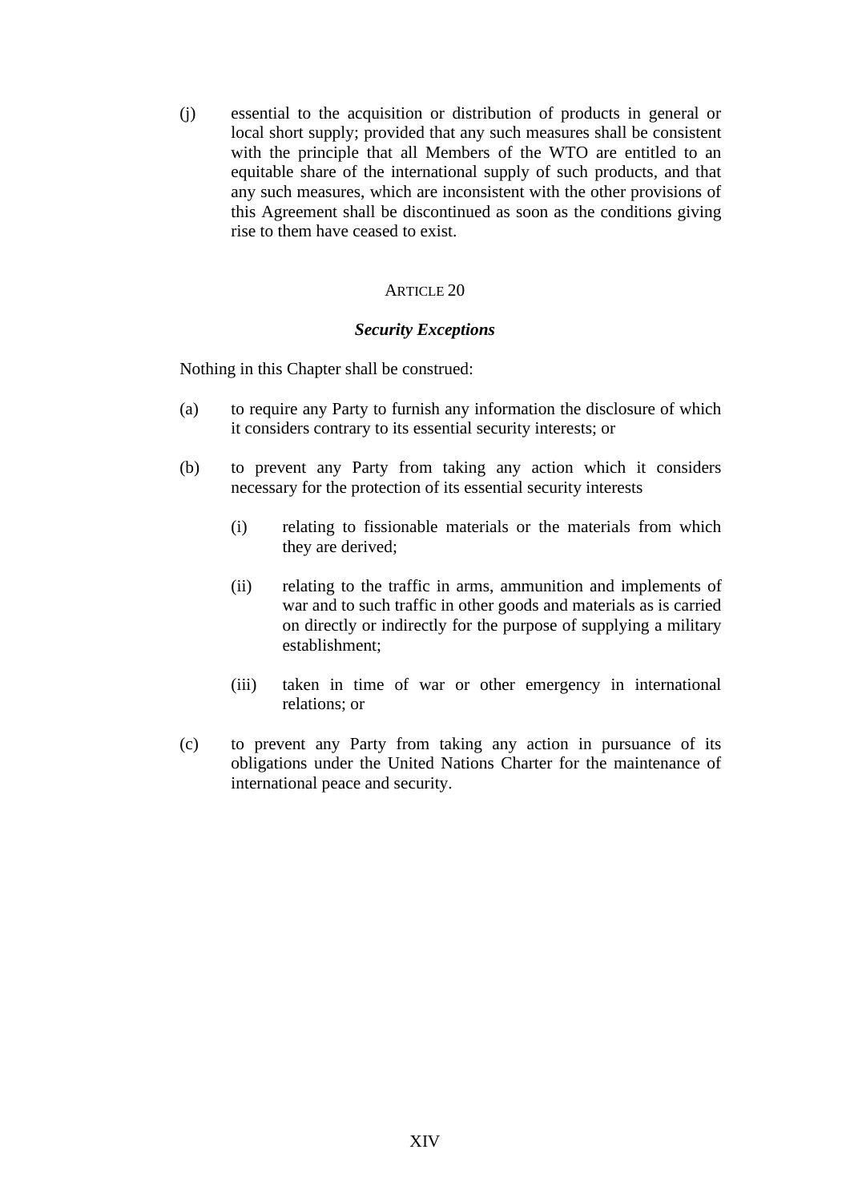(j) essential to the acquisition or distribution of products in general or local short supply; provided that any such measures shall be consistent with the principle that all Members of the WTO are entitled to an equitable share of the international supply of such products, and that any such measures, which are inconsistent with the other provisions of this Agreement shall be discontinued as soon as the conditions giving rise to them have ceased to exist.

## ARTICLE 20

### ***Security Exceptions***

Nothing in this Chapter shall be construed:

(a) to require any Party to furnish any information the disclosure of which it considers contrary to its essential security interests; or

(b) to prevent any Party from taking any action which it considers necessary for the protection of its essential security interests

  (i) relating to fissionable materials or the materials from which they are derived;

  (ii) relating to the traffic in arms, ammunition and implements of war and to such traffic in other goods and materials as is carried on directly or indirectly for the purpose of supplying a military establishment;

  (iii) taken in time of war or other emergency in international relations; or

(c) to prevent any Party from taking any action in pursuance of its obligations under the United Nations Charter for the maintenance of international peace and security.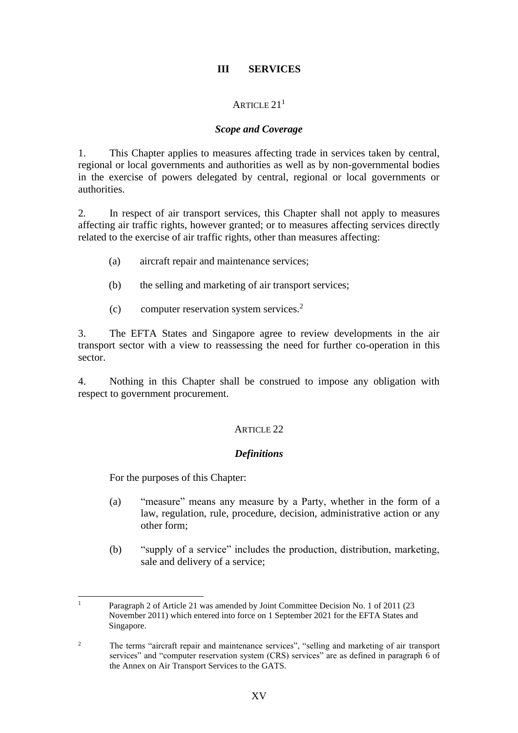## III SERVICES

### ARTICLE 21[1]

#### *Scope and Coverage*

1. This Chapter applies to measures affecting trade in services taken by central, regional or local governments and authorities as well as by non-governmental bodies in the exercise of powers delegated by central, regional or local governments or authorities.

2. In respect of air transport services, this Chapter shall not apply to measures affecting air traffic rights, however granted; or to measures affecting services directly related to the exercise of air traffic rights, other than measures affecting:

(a) aircraft repair and maintenance services;

(b) the selling and marketing of air transport services;

(c) computer reservation system services.[2]

3. The EFTA States and Singapore agree to review developments in the air transport sector with a view to reassessing the need for further co-operation in this sector.

4. Nothing in this Chapter shall be construed to impose any obligation with respect to government procurement.

### ARTICLE 22

#### *Definitions*

For the purposes of this Chapter:

(a) "measure" means any measure by a Party, whether in the form of a law, regulation, rule, procedure, decision, administrative action or any other form;

(b) "supply of a service" includes the production, distribution, marketing, sale and delivery of a service;

---

[1] Paragraph 2 of Article 21 was amended by Joint Committee Decision No. 1 of 2011 (23 November 2011) which entered into force on 1 September 2021 for the EFTA States and Singapore.

[2] The terms "aircraft repair and maintenance services", "selling and marketing of air transport services" and "computer reservation system (CRS) services" are as defined in paragraph 6 of the Annex on Air Transport Services to the GATS.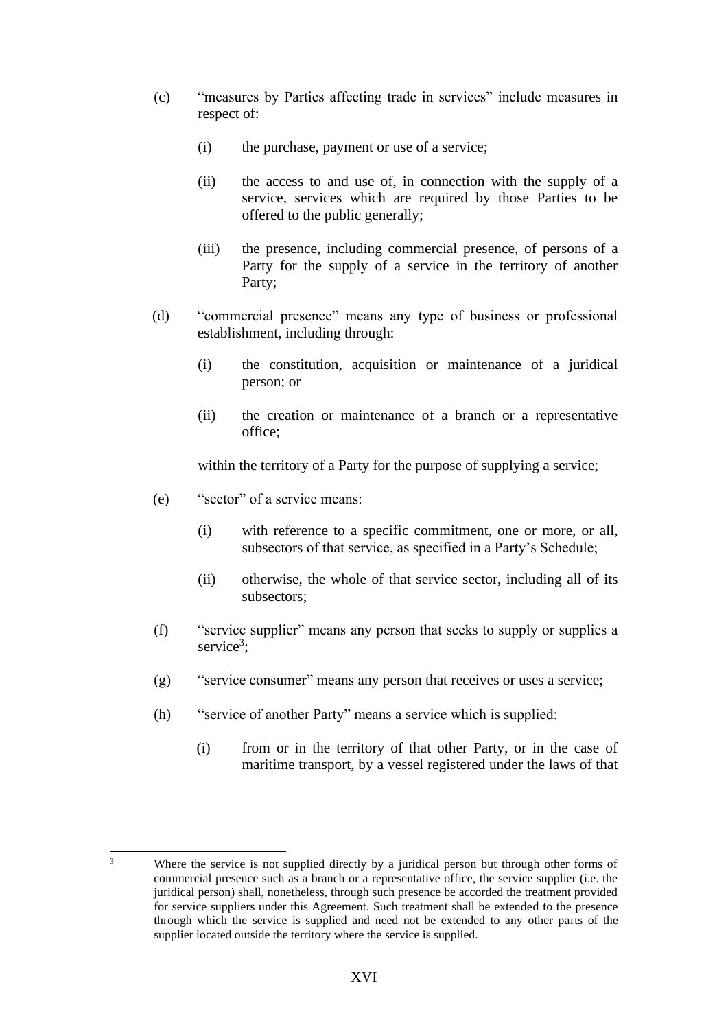(c) “measures by Parties affecting trade in services” include measures in respect of:

(i) the purchase, payment or use of a service;

(ii) the access to and use of, in connection with the supply of a service, services which are required by those Parties to be offered to the public generally;

(iii) the presence, including commercial presence, of persons of a Party for the supply of a service in the territory of another Party;

(d) “commercial presence” means any type of business or professional establishment, including through:

(i) the constitution, acquisition or maintenance of a juridical person; or

(ii) the creation or maintenance of a branch or a representative office;

within the territory of a Party for the purpose of supplying a service;

(e) “sector” of a service means:

(i) with reference to a specific commitment, one or more, or all, subsectors of that service, as specified in a Party’s Schedule;

(ii) otherwise, the whole of that service sector, including all of its subsectors;

(f) “service supplier” means any person that seeks to supply or supplies a service[3];

(g) “service consumer” means any person that receives or uses a service;

(h) “service of another Party” means a service which is supplied:

(i) from or in the territory of that other Party, or in the case of maritime transport, by a vessel registered under the laws of that

---

[3] Where the service is not supplied directly by a juridical person but through other forms of commercial presence such as a branch or a representative office, the service supplier (i.e. the juridical person) shall, nonetheless, through such presence be accorded the treatment provided for service suppliers under this Agreement. Such treatment shall be extended to the presence through which the service is supplied and need not be extended to any other parts of the supplier located outside the territory where the service is supplied.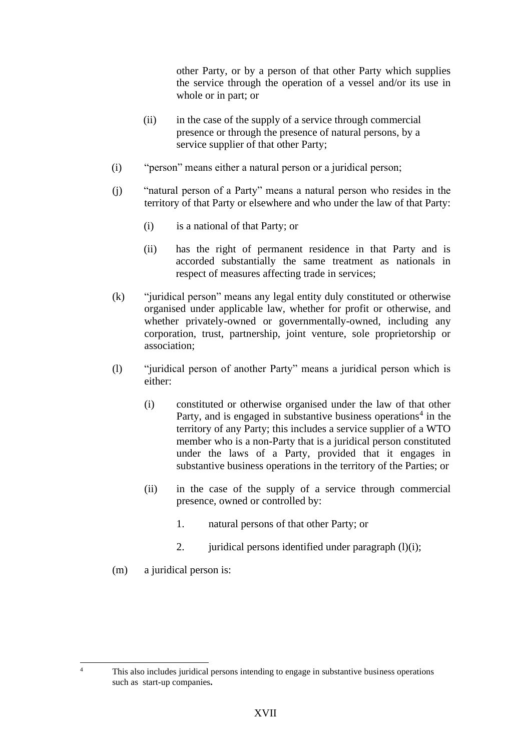other Party, or by a person of that other Party which supplies the service through the operation of a vessel and/or its use in whole or in part; or

(ii) in the case of the supply of a service through commercial presence or through the presence of natural persons, by a service supplier of that other Party;

(i) "person" means either a natural person or a juridical person;

(j) "natural person of a Party" means a natural person who resides in the territory of that Party or elsewhere and who under the law of that Party:

(i) is a national of that Party; or

(ii) has the right of permanent residence in that Party and is accorded substantially the same treatment as nationals in respect of measures affecting trade in services;

(k) "juridical person" means any legal entity duly constituted or otherwise organised under applicable law, whether for profit or otherwise, and whether privately-owned or governmentally-owned, including any corporation, trust, partnership, joint venture, sole proprietorship or association;

(l) "juridical person of another Party" means a juridical person which is either:

(i) constituted or otherwise organised under the law of that other Party, and is engaged in substantive business operations[4] in the territory of any Party; this includes a service supplier of a WTO member who is a non-Party that is a juridical person constituted under the laws of a Party, provided that it engages in substantive business operations in the territory of the Parties; or

(ii) in the case of the supply of a service through commercial presence, owned or controlled by:

1. natural persons of that other Party; or

2. juridical persons identified under paragraph (l)(i);

(m) a juridical person is:

[4] This also includes juridical persons intending to engage in substantive business operations such as start-up companies**.**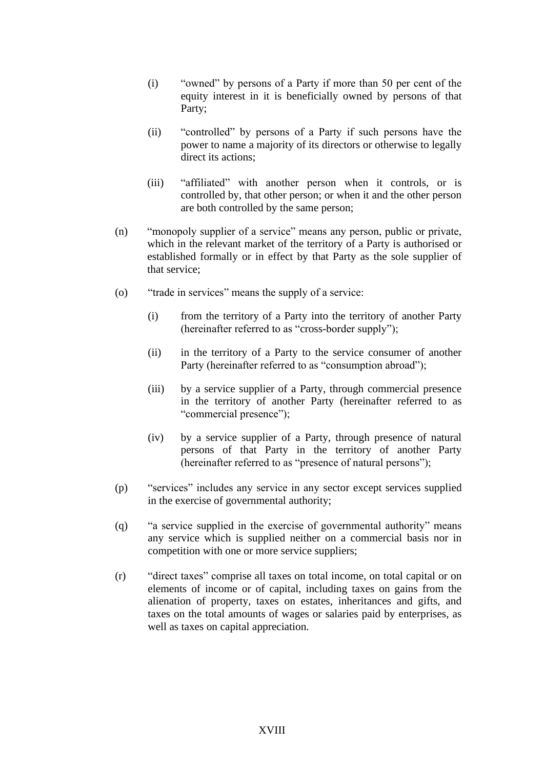(i) "owned" by persons of a Party if more than 50 per cent of the equity interest in it is beneficially owned by persons of that Party;

(ii) "controlled" by persons of a Party if such persons have the power to name a majority of its directors or otherwise to legally direct its actions;

(iii) "affiliated" with another person when it controls, or is controlled by, that other person; or when it and the other person are both controlled by the same person;

(n) "monopoly supplier of a service" means any person, public or private, which in the relevant market of the territory of a Party is authorised or established formally or in effect by that Party as the sole supplier of that service;

(o) "trade in services" means the supply of a service:

(i) from the territory of a Party into the territory of another Party (hereinafter referred to as "cross-border supply");

(ii) in the territory of a Party to the service consumer of another Party (hereinafter referred to as "consumption abroad");

(iii) by a service supplier of a Party, through commercial presence in the territory of another Party (hereinafter referred to as "commercial presence");

(iv) by a service supplier of a Party, through presence of natural persons of that Party in the territory of another Party (hereinafter referred to as "presence of natural persons");

(p) "services" includes any service in any sector except services supplied in the exercise of governmental authority;

(q) "a service supplied in the exercise of governmental authority" means any service which is supplied neither on a commercial basis nor in competition with one or more service suppliers;

(r) "direct taxes" comprise all taxes on total income, on total capital or on elements of income or of capital, including taxes on gains from the alienation of property, taxes on estates, inheritances and gifts, and taxes on the total amounts of wages or salaries paid by enterprises, as well as taxes on capital appreciation.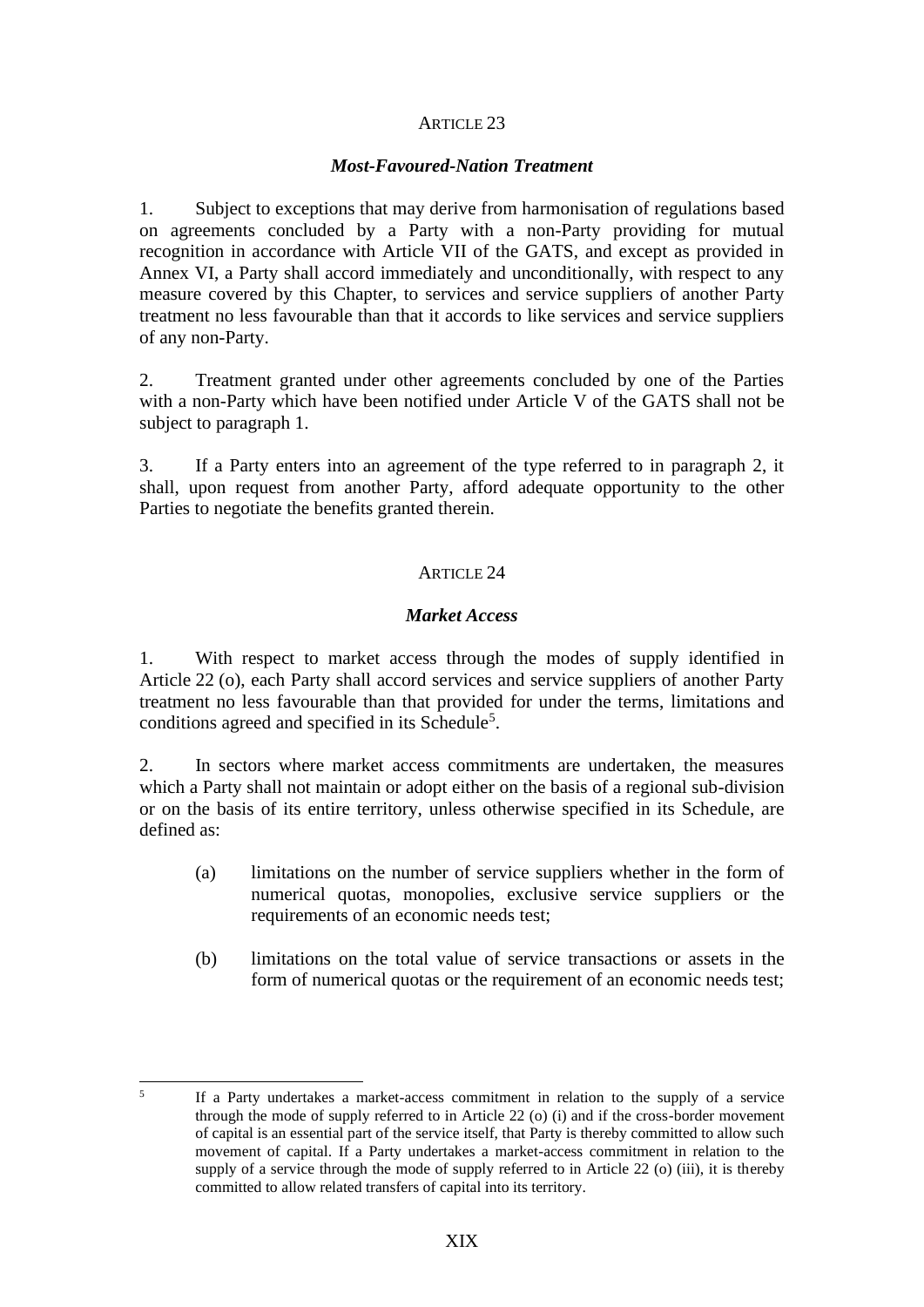ARTICLE 23

***Most-Favoured-Nation Treatment***

1. Subject to exceptions that may derive from harmonisation of regulations based on agreements concluded by a Party with a non-Party providing for mutual recognition in accordance with Article VII of the GATS, and except as provided in Annex VI, a Party shall accord immediately and unconditionally, with respect to any measure covered by this Chapter, to services and service suppliers of another Party treatment no less favourable than that it accords to like services and service suppliers of any non-Party.

2. Treatment granted under other agreements concluded by one of the Parties with a non-Party which have been notified under Article V of the GATS shall not be subject to paragraph 1.

3. If a Party enters into an agreement of the type referred to in paragraph 2, it shall, upon request from another Party, afford adequate opportunity to the other Parties to negotiate the benefits granted therein.

ARTICLE 24

***Market Access***

1. With respect to market access through the modes of supply identified in Article 22 (o), each Party shall accord services and service suppliers of another Party treatment no less favourable than that provided for under the terms, limitations and conditions agreed and specified in its Schedule[5].

2. In sectors where market access commitments are undertaken, the measures which a Party shall not maintain or adopt either on the basis of a regional sub-division or on the basis of its entire territory, unless otherwise specified in its Schedule, are defined as:

(a) limitations on the number of service suppliers whether in the form of numerical quotas, monopolies, exclusive service suppliers or the requirements of an economic needs test;

(b) limitations on the total value of service transactions or assets in the form of numerical quotas or the requirement of an economic needs test;

---

[5] If a Party undertakes a market-access commitment in relation to the supply of a service through the mode of supply referred to in Article 22 (o) (i) and if the cross-border movement of capital is an essential part of the service itself, that Party is thereby committed to allow such movement of capital. If a Party undertakes a market-access commitment in relation to the supply of a service through the mode of supply referred to in Article 22 (o) (iii), it is thereby committed to allow related transfers of capital into its territory.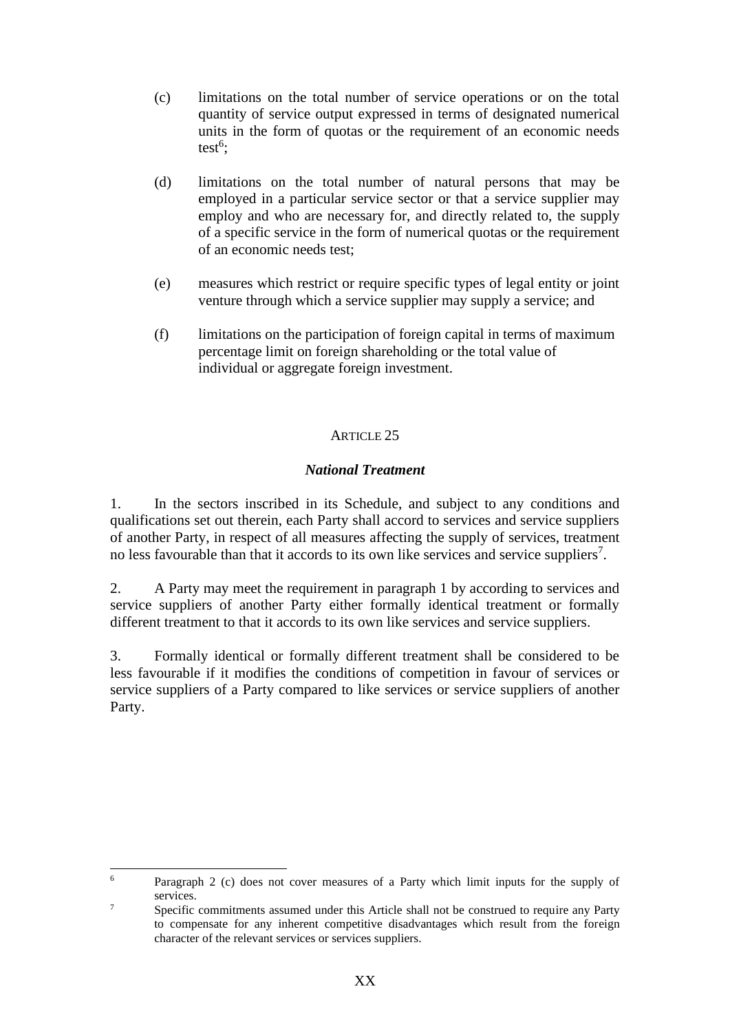(c) limitations on the total number of service operations or on the total quantity of service output expressed in terms of designated numerical units in the form of quotas or the requirement of an economic needs test[6];

(d) limitations on the total number of natural persons that may be employed in a particular service sector or that a service supplier may employ and who are necessary for, and directly related to, the supply of a specific service in the form of numerical quotas or the requirement of an economic needs test;

(e) measures which restrict or require specific types of legal entity or joint venture through which a service supplier may supply a service; and

(f) limitations on the participation of foreign capital in terms of maximum percentage limit on foreign shareholding or the total value of individual or aggregate foreign investment.

## ARTICLE 25

### *National Treatment*

1. In the sectors inscribed in its Schedule, and subject to any conditions and qualifications set out therein, each Party shall accord to services and service suppliers of another Party, in respect of all measures affecting the supply of services, treatment no less favourable than that it accords to its own like services and service suppliers[7].

2. A Party may meet the requirement in paragraph 1 by according to services and service suppliers of another Party either formally identical treatment or formally different treatment to that it accords to its own like services and service suppliers.

3. Formally identical or formally different treatment shall be considered to be less favourable if it modifies the conditions of competition in favour of services or service suppliers of a Party compared to like services or service suppliers of another Party.

---

[6] Paragraph 2 (c) does not cover measures of a Party which limit inputs for the supply of services.

[7] Specific commitments assumed under this Article shall not be construed to require any Party to compensate for any inherent competitive disadvantages which result from the foreign character of the relevant services or services suppliers.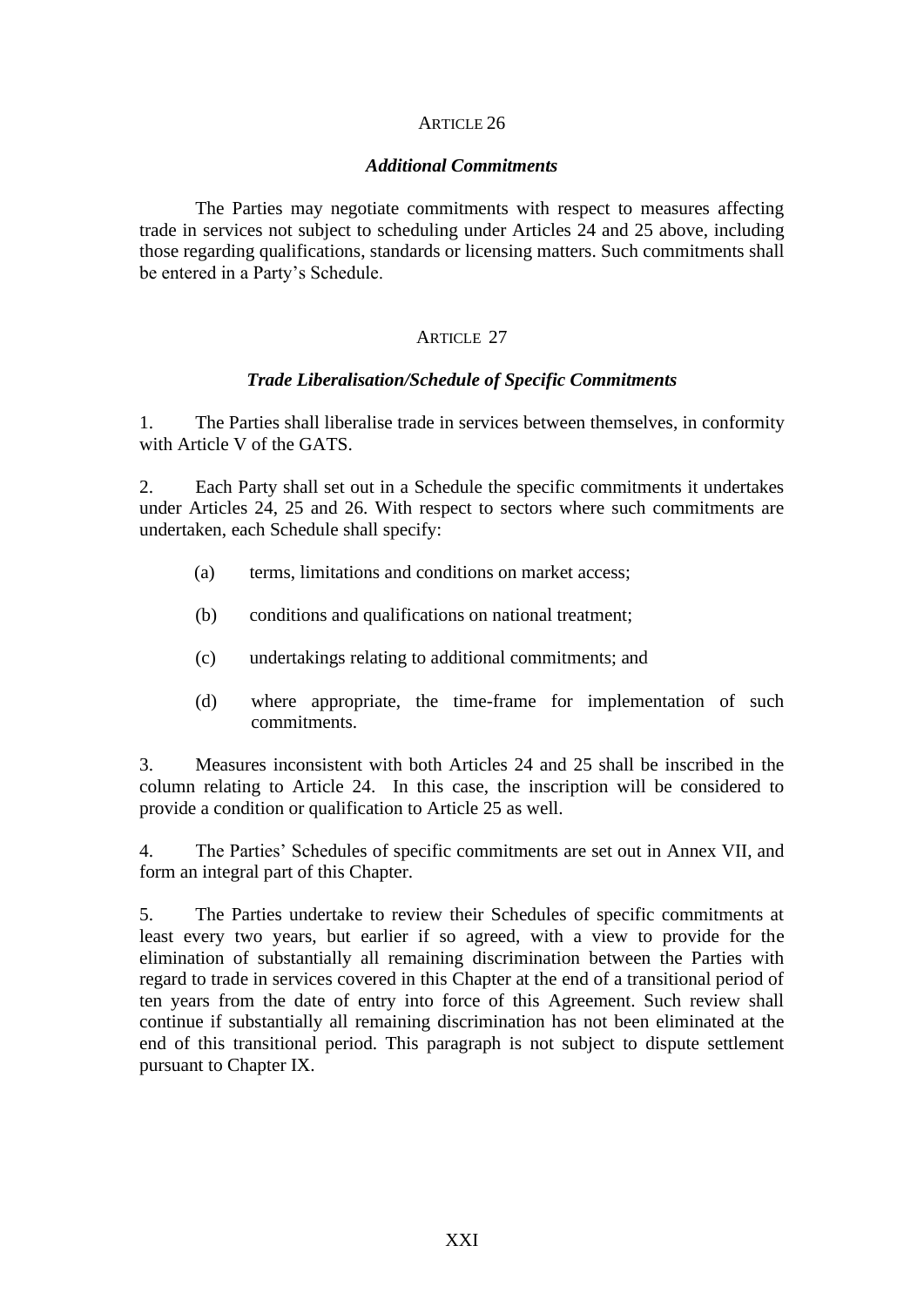ARTICLE 26

*Additional Commitments*

The Parties may negotiate commitments with respect to measures affecting trade in services not subject to scheduling under Articles 24 and 25 above, including those regarding qualifications, standards or licensing matters. Such commitments shall be entered in a Party's Schedule.

ARTICLE 27

*Trade Liberalisation/Schedule of Specific Commitments*

1. The Parties shall liberalise trade in services between themselves, in conformity with Article V of the GATS.

2. Each Party shall set out in a Schedule the specific commitments it undertakes under Articles 24, 25 and 26. With respect to sectors where such commitments are undertaken, each Schedule shall specify:

   (a) terms, limitations and conditions on market access;

   (b) conditions and qualifications on national treatment;

   (c) undertakings relating to additional commitments; and

   (d) where appropriate, the time-frame for implementation of such commitments.

3. Measures inconsistent with both Articles 24 and 25 shall be inscribed in the column relating to Article 24. In this case, the inscription will be considered to provide a condition or qualification to Article 25 as well.

4. The Parties' Schedules of specific commitments are set out in Annex VII, and form an integral part of this Chapter.

5. The Parties undertake to review their Schedules of specific commitments at least every two years, but earlier if so agreed, with a view to provide for the elimination of substantially all remaining discrimination between the Parties with regard to trade in services covered in this Chapter at the end of a transitional period of ten years from the date of entry into force of this Agreement. Such review shall continue if substantially all remaining discrimination has not been eliminated at the end of this transitional period. This paragraph is not subject to dispute settlement pursuant to Chapter IX.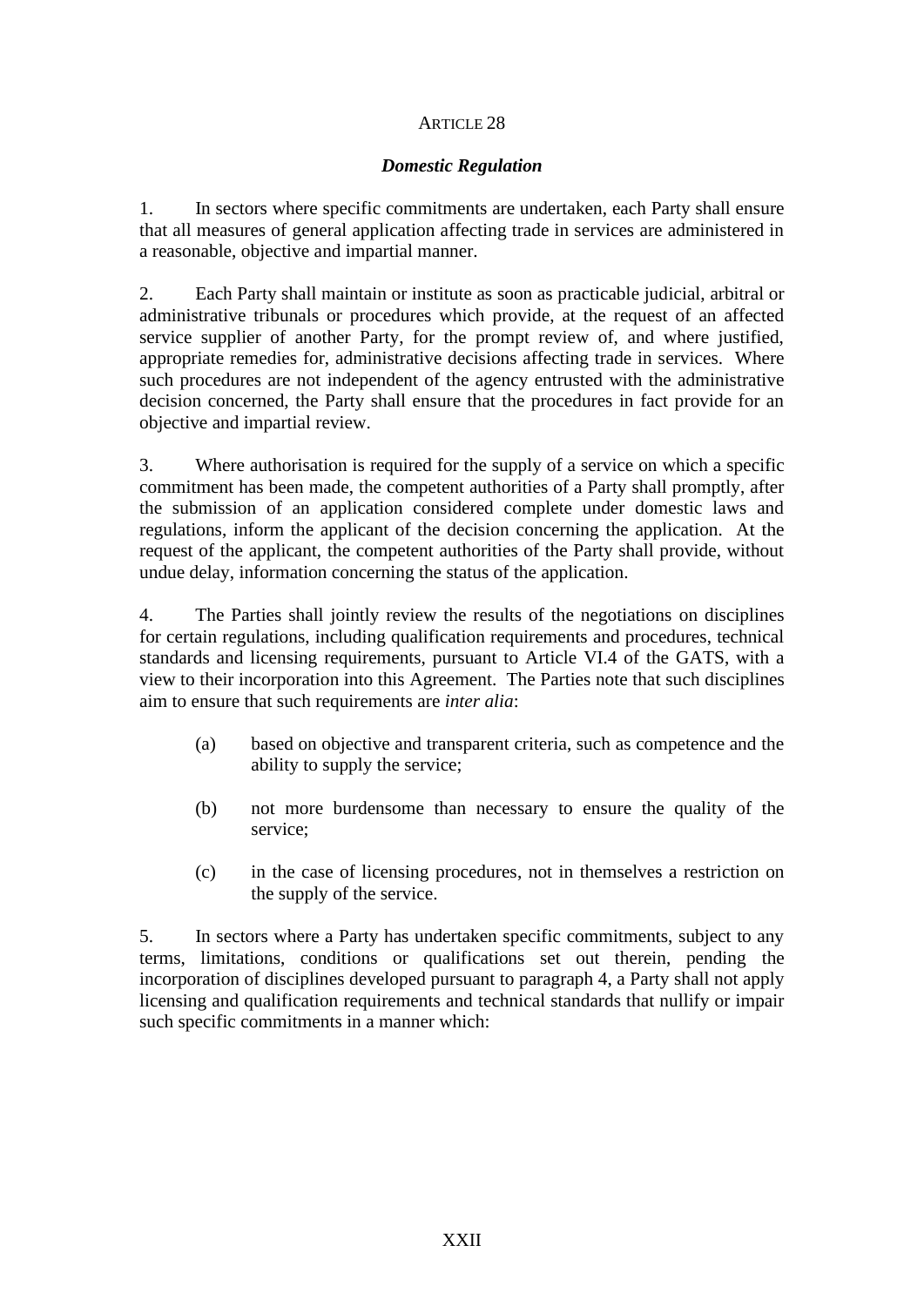## ARTICLE 28

### ***Domestic Regulation***

1. In sectors where specific commitments are undertaken, each Party shall ensure that all measures of general application affecting trade in services are administered in a reasonable, objective and impartial manner.

2. Each Party shall maintain or institute as soon as practicable judicial, arbitral or administrative tribunals or procedures which provide, at the request of an affected service supplier of another Party, for the prompt review of, and where justified, appropriate remedies for, administrative decisions affecting trade in services. Where such procedures are not independent of the agency entrusted with the administrative decision concerned, the Party shall ensure that the procedures in fact provide for an objective and impartial review.

3. Where authorisation is required for the supply of a service on which a specific commitment has been made, the competent authorities of a Party shall promptly, after the submission of an application considered complete under domestic laws and regulations, inform the applicant of the decision concerning the application. At the request of the applicant, the competent authorities of the Party shall provide, without undue delay, information concerning the status of the application.

4. The Parties shall jointly review the results of the negotiations on disciplines for certain regulations, including qualification requirements and procedures, technical standards and licensing requirements, pursuant to Article VI.4 of the GATS, with a view to their incorporation into this Agreement. The Parties note that such disciplines aim to ensure that such requirements are *inter alia*:

   (a) based on objective and transparent criteria, such as competence and the ability to supply the service;

   (b) not more burdensome than necessary to ensure the quality of the service;

   (c) in the case of licensing procedures, not in themselves a restriction on the supply of the service.

5. In sectors where a Party has undertaken specific commitments, subject to any terms, limitations, conditions or qualifications set out therein, pending the incorporation of disciplines developed pursuant to paragraph 4, a Party shall not apply licensing and qualification requirements and technical standards that nullify or impair such specific commitments in a manner which: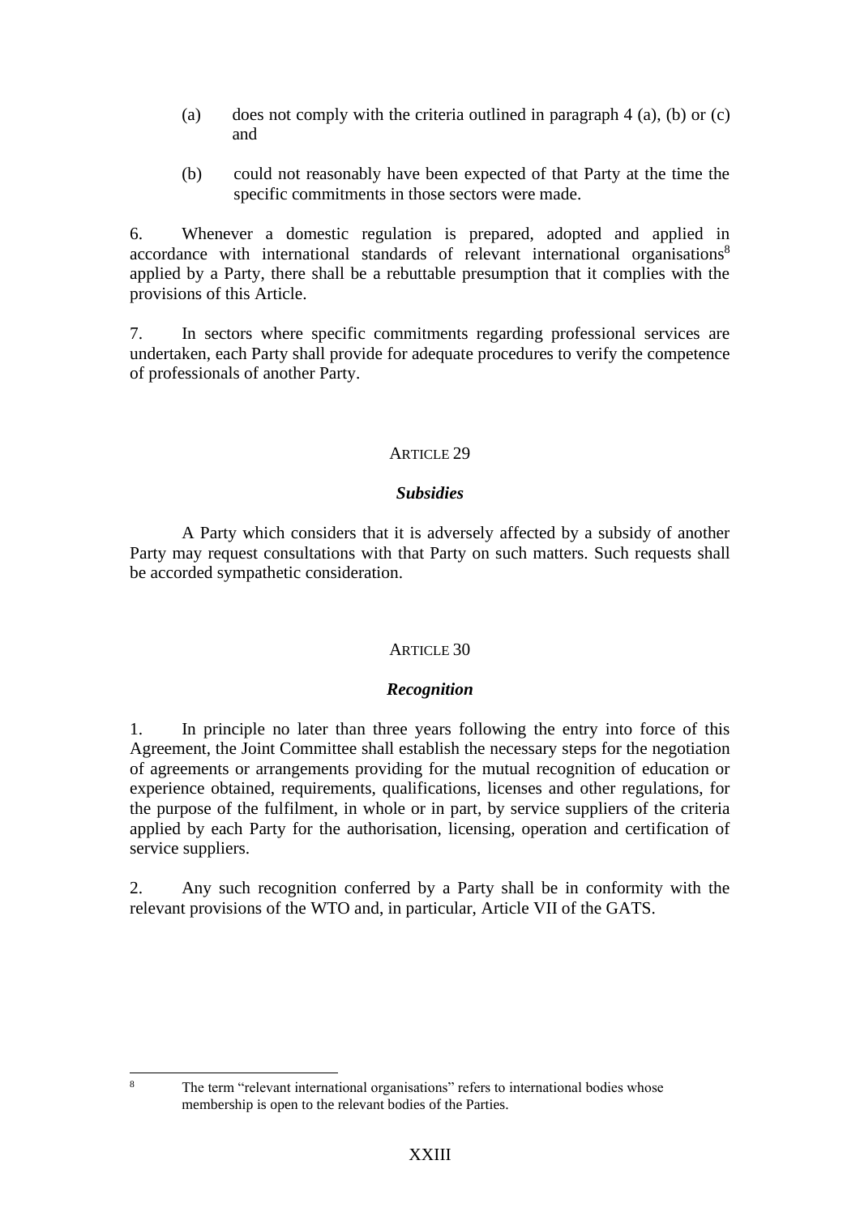(a) does not comply with the criteria outlined in paragraph 4 (a), (b) or (c) and

(b) could not reasonably have been expected of that Party at the time the specific commitments in those sectors were made.

6. Whenever a domestic regulation is prepared, adopted and applied in accordance with international standards of relevant international organisations[8] applied by a Party, there shall be a rebuttable presumption that it complies with the provisions of this Article.

7. In sectors where specific commitments regarding professional services are undertaken, each Party shall provide for adequate procedures to verify the competence of professionals of another Party.

## ARTICLE 29

### *Subsidies*

A Party which considers that it is adversely affected by a subsidy of another Party may request consultations with that Party on such matters. Such requests shall be accorded sympathetic consideration.

## ARTICLE 30

### *Recognition*

1. In principle no later than three years following the entry into force of this Agreement, the Joint Committee shall establish the necessary steps for the negotiation of agreements or arrangements providing for the mutual recognition of education or experience obtained, requirements, qualifications, licenses and other regulations, for the purpose of the fulfilment, in whole or in part, by service suppliers of the criteria applied by each Party for the authorisation, licensing, operation and certification of service suppliers.

2. Any such recognition conferred by a Party shall be in conformity with the relevant provisions of the WTO and, in particular, Article VII of the GATS.

---

[8] The term "relevant international organisations" refers to international bodies whose membership is open to the relevant bodies of the Parties.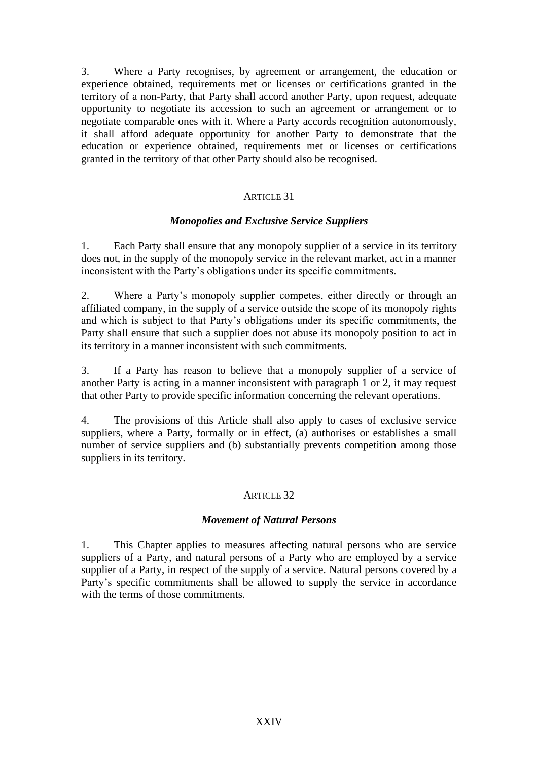3. Where a Party recognises, by agreement or arrangement, the education or experience obtained, requirements met or licenses or certifications granted in the territory of a non-Party, that Party shall accord another Party, upon request, adequate opportunity to negotiate its accession to such an agreement or arrangement or to negotiate comparable ones with it. Where a Party accords recognition autonomously, it shall afford adequate opportunity for another Party to demonstrate that the education or experience obtained, requirements met or licenses or certifications granted in the territory of that other Party should also be recognised.

### ARTICLE 31

***Monopolies and Exclusive Service Suppliers***

1. Each Party shall ensure that any monopoly supplier of a service in its territory does not, in the supply of the monopoly service in the relevant market, act in a manner inconsistent with the Party's obligations under its specific commitments.

2. Where a Party's monopoly supplier competes, either directly or through an affiliated company, in the supply of a service outside the scope of its monopoly rights and which is subject to that Party's obligations under its specific commitments, the Party shall ensure that such a supplier does not abuse its monopoly position to act in its territory in a manner inconsistent with such commitments.

3. If a Party has reason to believe that a monopoly supplier of a service of another Party is acting in a manner inconsistent with paragraph 1 or 2, it may request that other Party to provide specific information concerning the relevant operations.

4. The provisions of this Article shall also apply to cases of exclusive service suppliers, where a Party, formally or in effect, (a) authorises or establishes a small number of service suppliers and (b) substantially prevents competition among those suppliers in its territory.

### ARTICLE 32

***Movement of Natural Persons***

1. This Chapter applies to measures affecting natural persons who are service suppliers of a Party, and natural persons of a Party who are employed by a service supplier of a Party, in respect of the supply of a service. Natural persons covered by a Party's specific commitments shall be allowed to supply the service in accordance with the terms of those commitments.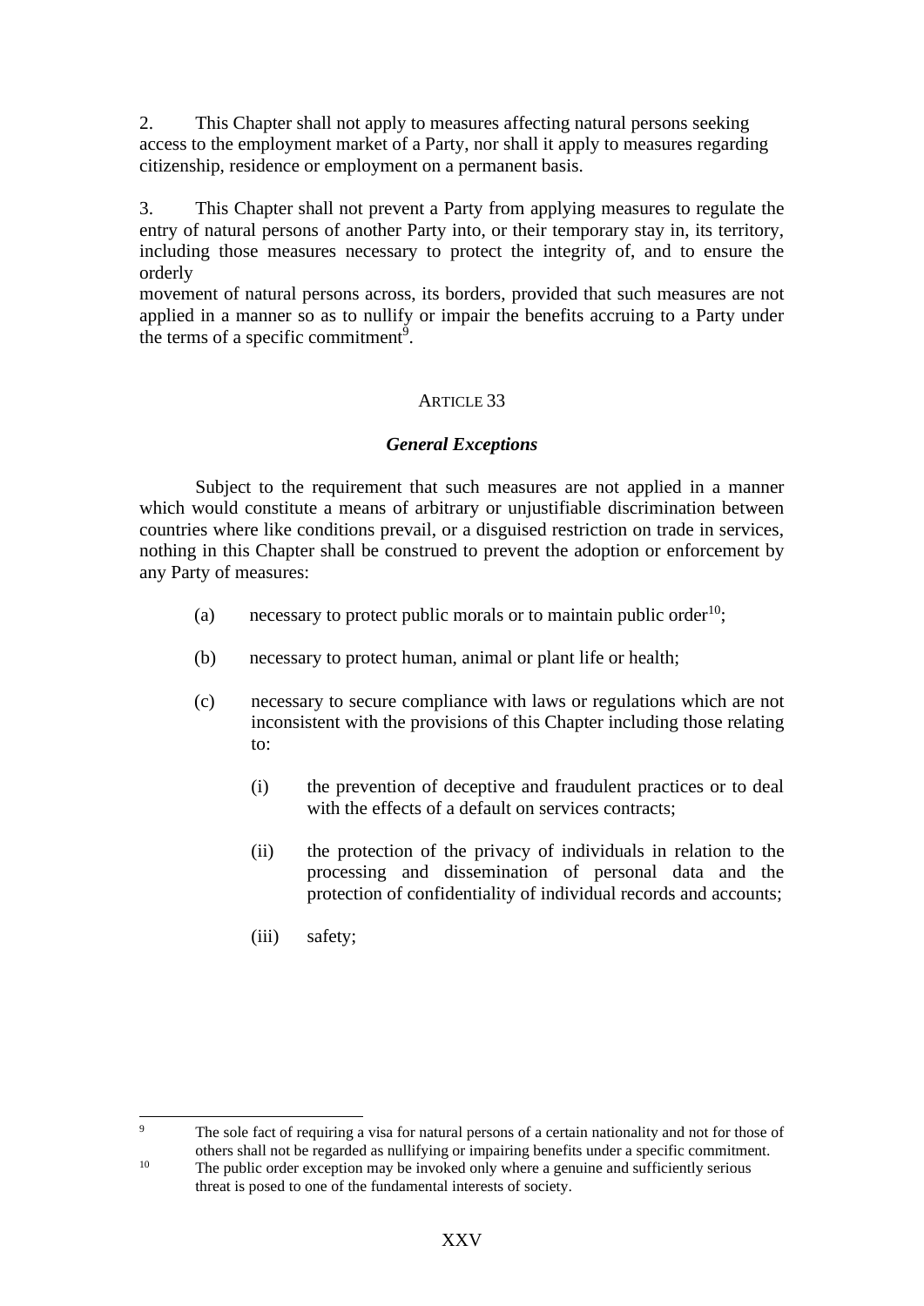2. This Chapter shall not apply to measures affecting natural persons seeking access to the employment market of a Party, nor shall it apply to measures regarding citizenship, residence or employment on a permanent basis.

3. This Chapter shall not prevent a Party from applying measures to regulate the entry of natural persons of another Party into, or their temporary stay in, its territory, including those measures necessary to protect the integrity of, and to ensure the orderly movement of natural persons across, its borders, provided that such measures are not applied in a manner so as to nullify or impair the benefits accruing to a Party under the terms of a specific commitment[9].

ARTICLE 33

***General Exceptions***

Subject to the requirement that such measures are not applied in a manner which would constitute a means of arbitrary or unjustifiable discrimination between countries where like conditions prevail, or a disguised restriction on trade in services, nothing in this Chapter shall be construed to prevent the adoption or enforcement by any Party of measures:

(a) necessary to protect public morals or to maintain public order[10];

(b) necessary to protect human, animal or plant life or health;

(c) necessary to secure compliance with laws or regulations which are not inconsistent with the provisions of this Chapter including those relating to:

   (i) the prevention of deceptive and fraudulent practices or to deal with the effects of a default on services contracts;

   (ii) the protection of the privacy of individuals in relation to the processing and dissemination of personal data and the protection of confidentiality of individual records and accounts;

   (iii) safety;

---

[9] The sole fact of requiring a visa for natural persons of a certain nationality and not for those of others shall not be regarded as nullifying or impairing benefits under a specific commitment.

[10] The public order exception may be invoked only where a genuine and sufficiently serious threat is posed to one of the fundamental interests of society.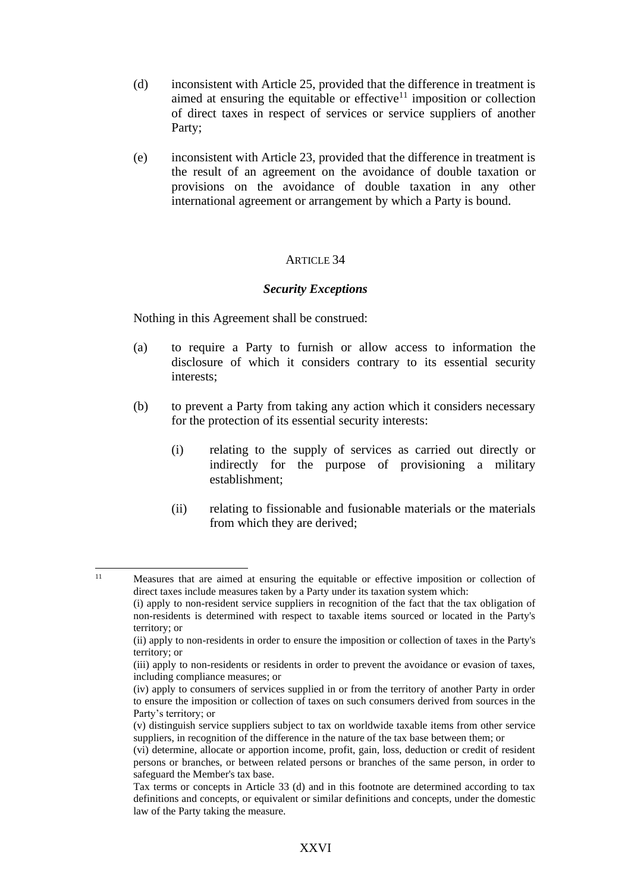(d) inconsistent with Article 25, provided that the difference in treatment is aimed at ensuring the equitable or effective[11] imposition or collection of direct taxes in respect of services or service suppliers of another Party;

(e) inconsistent with Article 23, provided that the difference in treatment is the result of an agreement on the avoidance of double taxation or provisions on the avoidance of double taxation in any other international agreement or arrangement by which a Party is bound.

ARTICLE 34

***Security Exceptions***

Nothing in this Agreement shall be construed:

(a) to require a Party to furnish or allow access to information the disclosure of which it considers contrary to its essential security interests;

(b) to prevent a Party from taking any action which it considers necessary for the protection of its essential security interests:

(i) relating to the supply of services as carried out directly or indirectly for the purpose of provisioning a military establishment;

(ii) relating to fissionable and fusionable materials or the materials from which they are derived;

---

[11] Measures that are aimed at ensuring the equitable or effective imposition or collection of direct taxes include measures taken by a Party under its taxation system which:
(i) apply to non-resident service suppliers in recognition of the fact that the tax obligation of non-residents is determined with respect to taxable items sourced or located in the Party's territory; or
(ii) apply to non-residents in order to ensure the imposition or collection of taxes in the Party's territory; or
(iii) apply to non-residents or residents in order to prevent the avoidance or evasion of taxes, including compliance measures; or
(iv) apply to consumers of services supplied in or from the territory of another Party in order to ensure the imposition or collection of taxes on such consumers derived from sources in the Party's territory; or
(v) distinguish service suppliers subject to tax on worldwide taxable items from other service suppliers, in recognition of the difference in the nature of the tax base between them; or
(vi) determine, allocate or apportion income, profit, gain, loss, deduction or credit of resident persons or branches, or between related persons or branches of the same person, in order to safeguard the Member's tax base.
Tax terms or concepts in Article 33 (d) and in this footnote are determined according to tax definitions and concepts, or equivalent or similar definitions and concepts, under the domestic law of the Party taking the measure.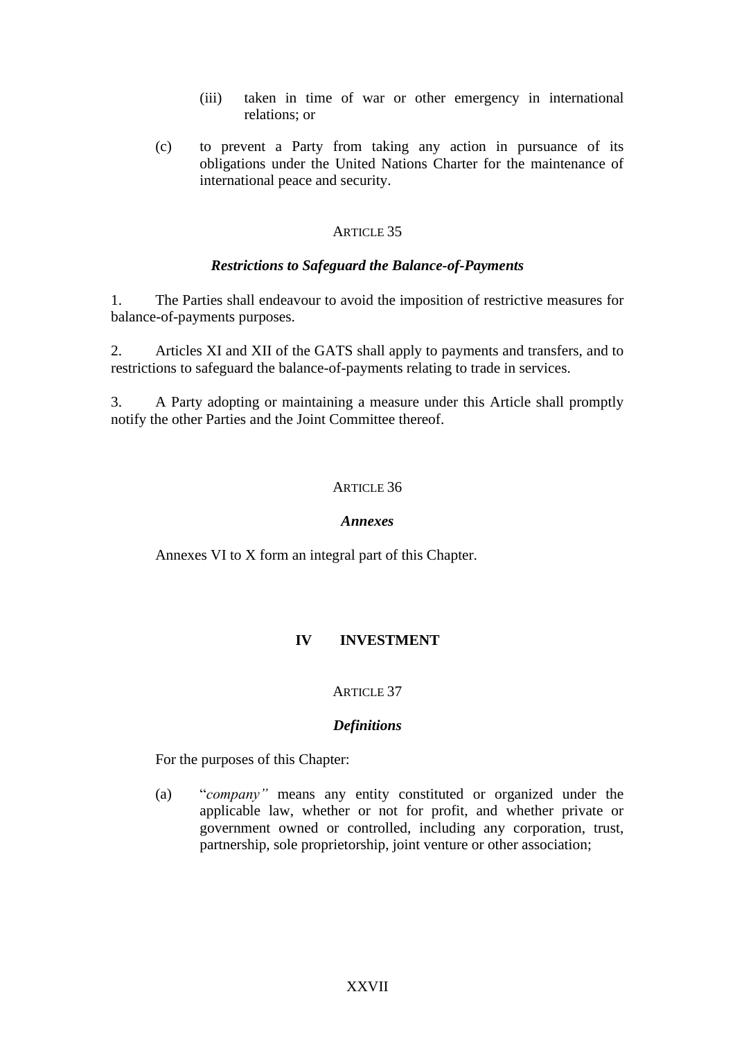(iii) taken in time of war or other emergency in international relations; or

(c) to prevent a Party from taking any action in pursuance of its obligations under the United Nations Charter for the maintenance of international peace and security.

ARTICLE 35

***Restrictions to Safeguard the Balance-of-Payments***

1. The Parties shall endeavour to avoid the imposition of restrictive measures for balance-of-payments purposes.

2. Articles XI and XII of the GATS shall apply to payments and transfers, and to restrictions to safeguard the balance-of-payments relating to trade in services.

3. A Party adopting or maintaining a measure under this Article shall promptly notify the other Parties and the Joint Committee thereof.

ARTICLE 36

***Annexes***

Annexes VI to X form an integral part of this Chapter.

## IV INVESTMENT

ARTICLE 37

***Definitions***

For the purposes of this Chapter:

(a) "*company"* means any entity constituted or organized under the applicable law, whether or not for profit, and whether private or government owned or controlled, including any corporation, trust, partnership, sole proprietorship, joint venture or other association;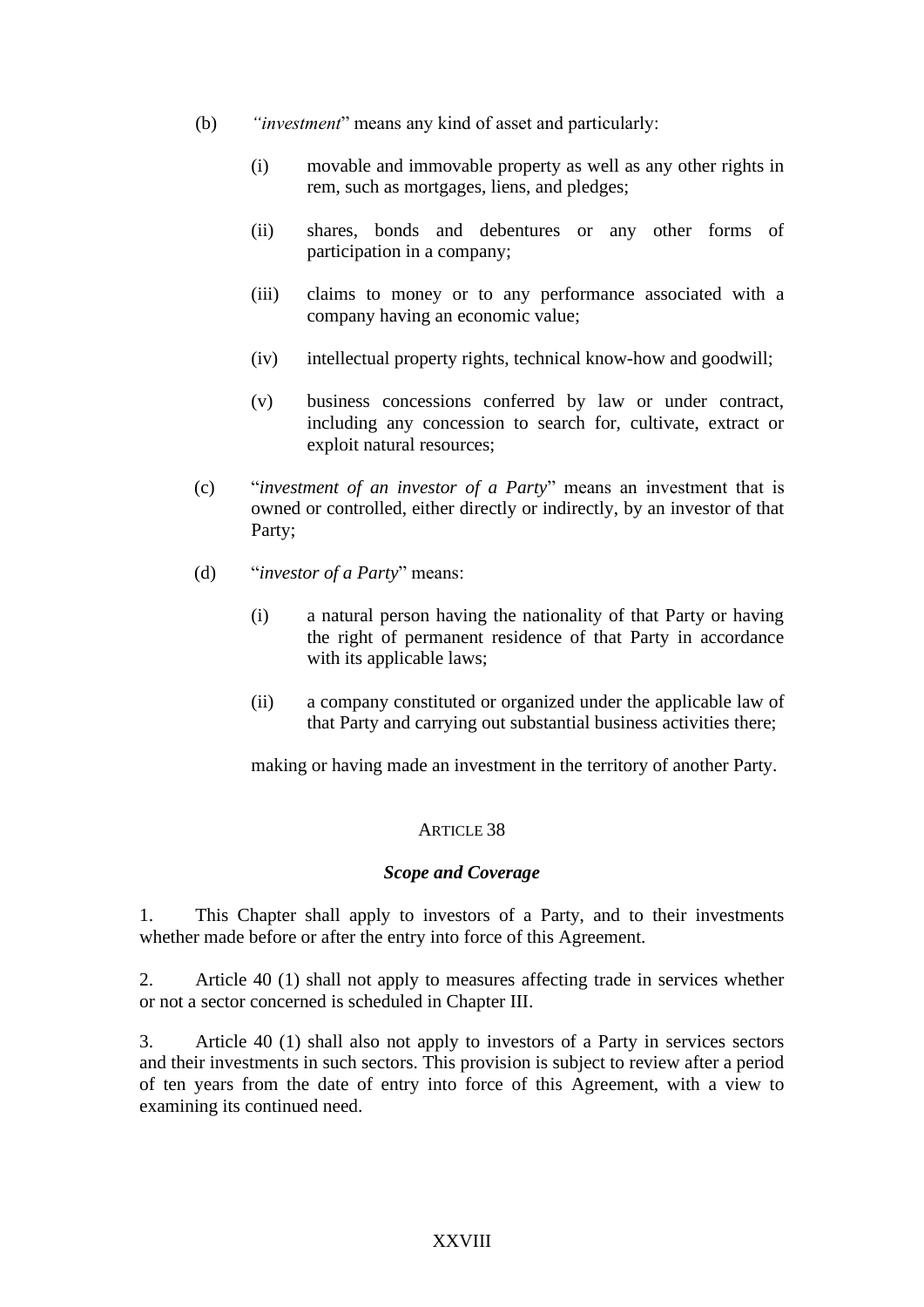(b) "*investment*" means any kind of asset and particularly:

   (i) movable and immovable property as well as any other rights in rem, such as mortgages, liens, and pledges;

   (ii) shares, bonds and debentures or any other forms of participation in a company;

   (iii) claims to money or to any performance associated with a company having an economic value;

   (iv) intellectual property rights, technical know-how and goodwill;

   (v) business concessions conferred by law or under contract, including any concession to search for, cultivate, extract or exploit natural resources;

(c) "*investment of an investor of a Party*" means an investment that is owned or controlled, either directly or indirectly, by an investor of that Party;

(d) "*investor of a Party*" means:

   (i) a natural person having the nationality of that Party or having the right of permanent residence of that Party in accordance with its applicable laws;

   (ii) a company constituted or organized under the applicable law of that Party and carrying out substantial business activities there;

   making or having made an investment in the territory of another Party.

### ARTICLE 38

### *Scope and Coverage*

1. This Chapter shall apply to investors of a Party, and to their investments whether made before or after the entry into force of this Agreement.

2. Article 40 (1) shall not apply to measures affecting trade in services whether or not a sector concerned is scheduled in Chapter III.

3. Article 40 (1) shall also not apply to investors of a Party in services sectors and their investments in such sectors. This provision is subject to review after a period of ten years from the date of entry into force of this Agreement, with a view to examining its continued need.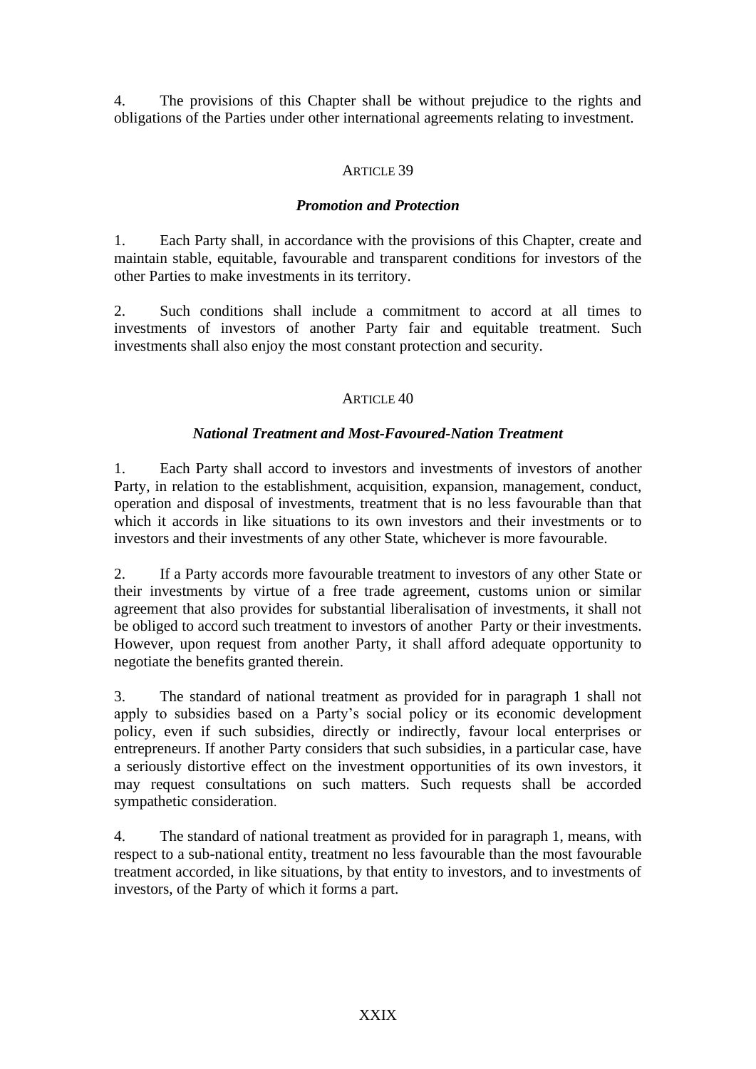4. The provisions of this Chapter shall be without prejudice to the rights and obligations of the Parties under other international agreements relating to investment.

### ARTICLE 39

### *Promotion and Protection*

1. Each Party shall, in accordance with the provisions of this Chapter, create and maintain stable, equitable, favourable and transparent conditions for investors of the other Parties to make investments in its territory.

2. Such conditions shall include a commitment to accord at all times to investments of investors of another Party fair and equitable treatment. Such investments shall also enjoy the most constant protection and security.

### ARTICLE 40

### *National Treatment and Most-Favoured-Nation Treatment*

1. Each Party shall accord to investors and investments of investors of another Party, in relation to the establishment, acquisition, expansion, management, conduct, operation and disposal of investments, treatment that is no less favourable than that which it accords in like situations to its own investors and their investments or to investors and their investments of any other State, whichever is more favourable.

2. If a Party accords more favourable treatment to investors of any other State or their investments by virtue of a free trade agreement, customs union or similar agreement that also provides for substantial liberalisation of investments, it shall not be obliged to accord such treatment to investors of another Party or their investments. However, upon request from another Party, it shall afford adequate opportunity to negotiate the benefits granted therein.

3. The standard of national treatment as provided for in paragraph 1 shall not apply to subsidies based on a Party's social policy or its economic development policy, even if such subsidies, directly or indirectly, favour local enterprises or entrepreneurs. If another Party considers that such subsidies, in a particular case, have a seriously distortive effect on the investment opportunities of its own investors, it may request consultations on such matters. Such requests shall be accorded sympathetic consideration.

4. The standard of national treatment as provided for in paragraph 1, means, with respect to a sub-national entity, treatment no less favourable than the most favourable treatment accorded, in like situations, by that entity to investors, and to investments of investors, of the Party of which it forms a part.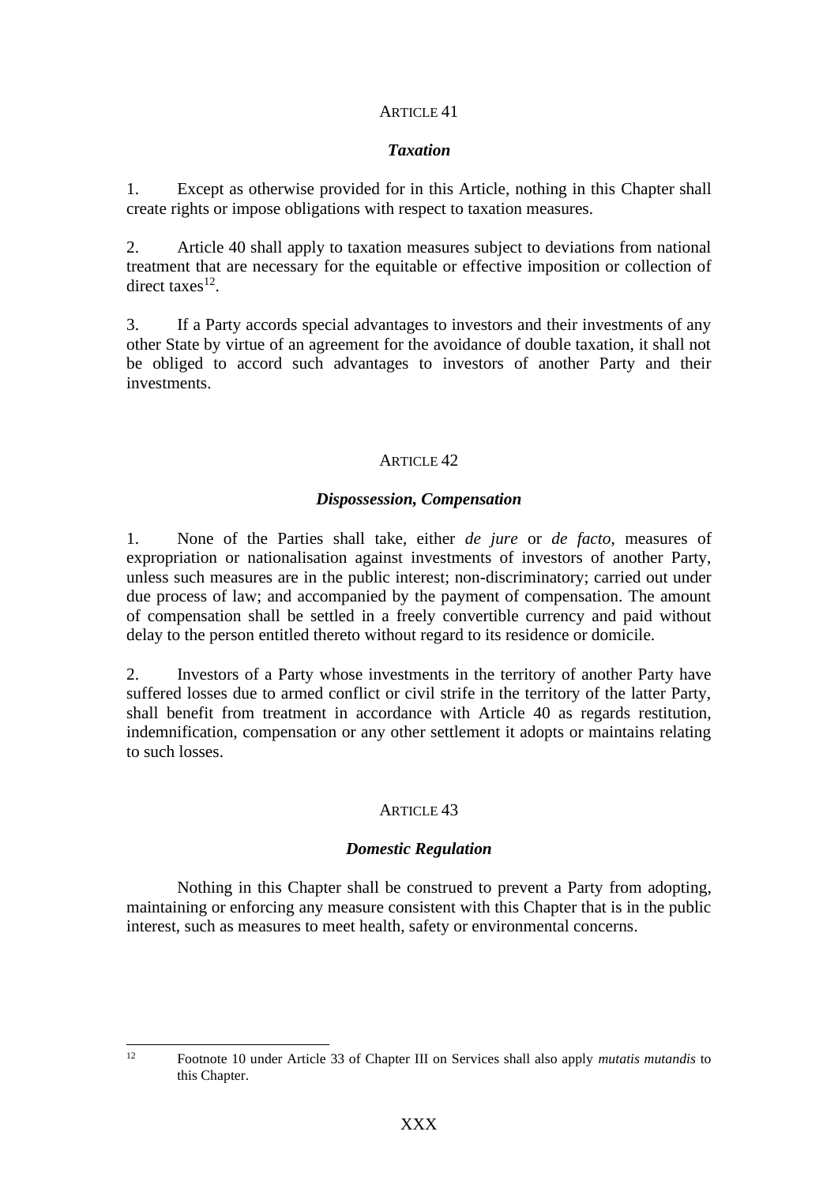## ARTICLE 41

### *Taxation*

1. Except as otherwise provided for in this Article, nothing in this Chapter shall create rights or impose obligations with respect to taxation measures.

2. Article 40 shall apply to taxation measures subject to deviations from national treatment that are necessary for the equitable or effective imposition or collection of direct taxes[12].

3. If a Party accords special advantages to investors and their investments of any other State by virtue of an agreement for the avoidance of double taxation, it shall not be obliged to accord such advantages to investors of another Party and their investments.

## ARTICLE 42

### *Dispossession, Compensation*

1. None of the Parties shall take, either *de jure* or *de facto*, measures of expropriation or nationalisation against investments of investors of another Party, unless such measures are in the public interest; non-discriminatory; carried out under due process of law; and accompanied by the payment of compensation. The amount of compensation shall be settled in a freely convertible currency and paid without delay to the person entitled thereto without regard to its residence or domicile.

2. Investors of a Party whose investments in the territory of another Party have suffered losses due to armed conflict or civil strife in the territory of the latter Party, shall benefit from treatment in accordance with Article 40 as regards restitution, indemnification, compensation or any other settlement it adopts or maintains relating to such losses.

## ARTICLE 43

### *Domestic Regulation*

Nothing in this Chapter shall be construed to prevent a Party from adopting, maintaining or enforcing any measure consistent with this Chapter that is in the public interest, such as measures to meet health, safety or environmental concerns.

---

[12] Footnote 10 under Article 33 of Chapter III on Services shall also apply *mutatis mutandis* to this Chapter.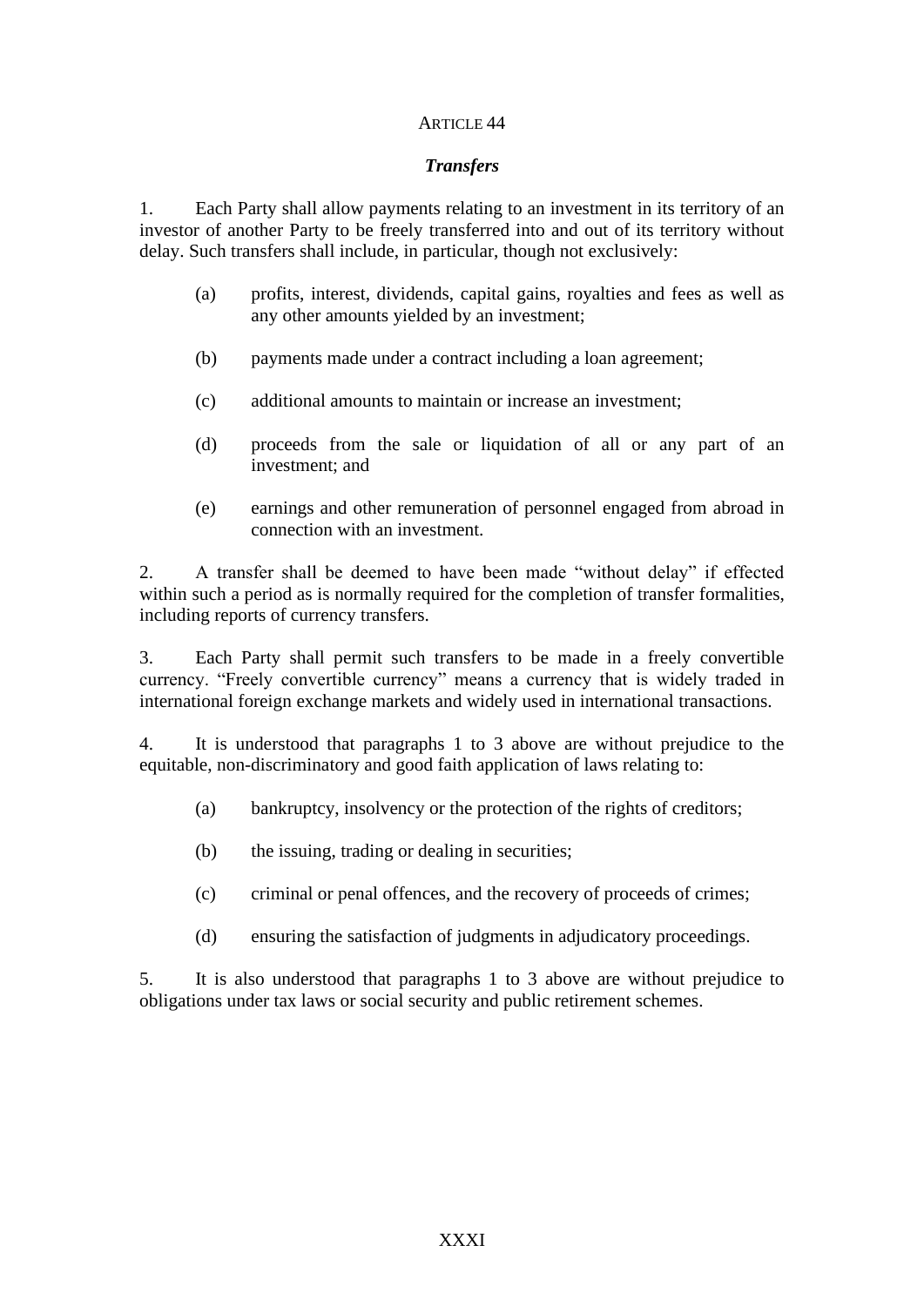ARTICLE 44

***Transfers***

1. Each Party shall allow payments relating to an investment in its territory of an investor of another Party to be freely transferred into and out of its territory without delay. Such transfers shall include, in particular, though not exclusively:

   (a) profits, interest, dividends, capital gains, royalties and fees as well as any other amounts yielded by an investment;

   (b) payments made under a contract including a loan agreement;

   (c) additional amounts to maintain or increase an investment;

   (d) proceeds from the sale or liquidation of all or any part of an investment; and

   (e) earnings and other remuneration of personnel engaged from abroad in connection with an investment.

2. A transfer shall be deemed to have been made "without delay" if effected within such a period as is normally required for the completion of transfer formalities, including reports of currency transfers.

3. Each Party shall permit such transfers to be made in a freely convertible currency. "Freely convertible currency" means a currency that is widely traded in international foreign exchange markets and widely used in international transactions.

4. It is understood that paragraphs 1 to 3 above are without prejudice to the equitable, non-discriminatory and good faith application of laws relating to:

   (a) bankruptcy, insolvency or the protection of the rights of creditors;

   (b) the issuing, trading or dealing in securities;

   (c) criminal or penal offences, and the recovery of proceeds of crimes;

   (d) ensuring the satisfaction of judgments in adjudicatory proceedings.

5. It is also understood that paragraphs 1 to 3 above are without prejudice to obligations under tax laws or social security and public retirement schemes.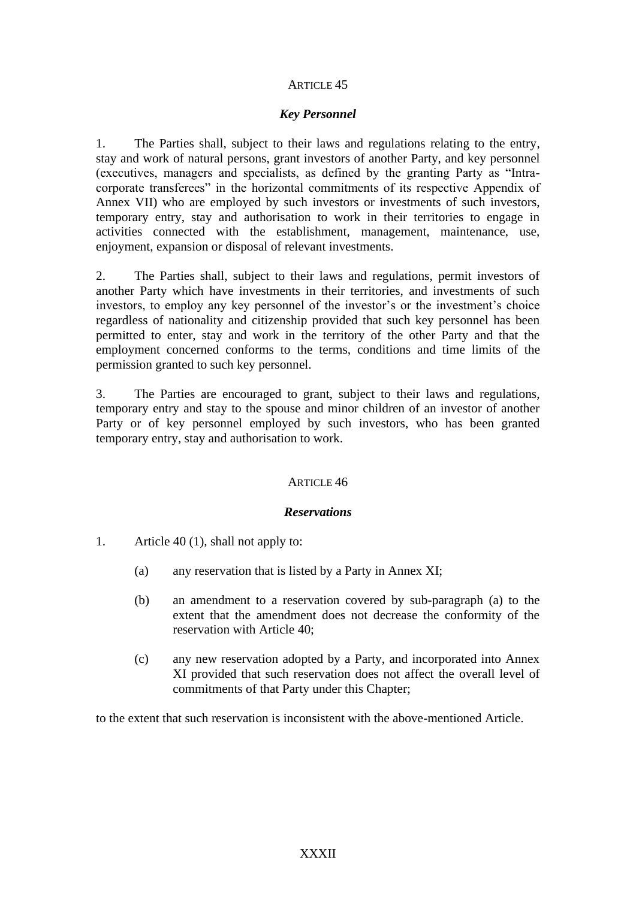ARTICLE 45

***Key Personnel***

1. The Parties shall, subject to their laws and regulations relating to the entry, stay and work of natural persons, grant investors of another Party, and key personnel (executives, managers and specialists, as defined by the granting Party as "Intra-corporate transferees" in the horizontal commitments of its respective Appendix of Annex VII) who are employed by such investors or investments of such investors, temporary entry, stay and authorisation to work in their territories to engage in activities connected with the establishment, management, maintenance, use, enjoyment, expansion or disposal of relevant investments.

2. The Parties shall, subject to their laws and regulations, permit investors of another Party which have investments in their territories, and investments of such investors, to employ any key personnel of the investor's or the investment's choice regardless of nationality and citizenship provided that such key personnel has been permitted to enter, stay and work in the territory of the other Party and that the employment concerned conforms to the terms, conditions and time limits of the permission granted to such key personnel.

3. The Parties are encouraged to grant, subject to their laws and regulations, temporary entry and stay to the spouse and minor children of an investor of another Party or of key personnel employed by such investors, who has been granted temporary entry, stay and authorisation to work.

ARTICLE 46

***Reservations***

1. Article 40 (1), shall not apply to:

   (a) any reservation that is listed by a Party in Annex XI;

   (b) an amendment to a reservation covered by sub-paragraph (a) to the extent that the amendment does not decrease the conformity of the reservation with Article 40;

   (c) any new reservation adopted by a Party, and incorporated into Annex XI provided that such reservation does not affect the overall level of commitments of that Party under this Chapter;

to the extent that such reservation is inconsistent with the above-mentioned Article.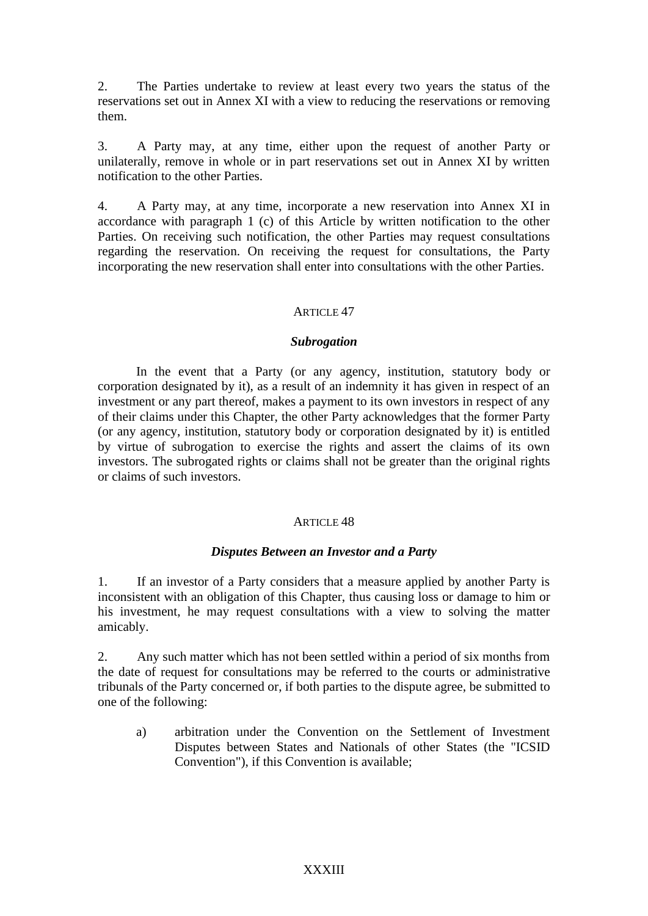2. The Parties undertake to review at least every two years the status of the reservations set out in Annex XI with a view to reducing the reservations or removing them.

3. A Party may, at any time, either upon the request of another Party or unilaterally, remove in whole or in part reservations set out in Annex XI by written notification to the other Parties.

4. A Party may, at any time, incorporate a new reservation into Annex XI in accordance with paragraph 1 (c) of this Article by written notification to the other Parties. On receiving such notification, the other Parties may request consultations regarding the reservation. On receiving the request for consultations, the Party incorporating the new reservation shall enter into consultations with the other Parties.

## ARTICLE 47

### *Subrogation*

In the event that a Party (or any agency, institution, statutory body or corporation designated by it), as a result of an indemnity it has given in respect of an investment or any part thereof, makes a payment to its own investors in respect of any of their claims under this Chapter, the other Party acknowledges that the former Party (or any agency, institution, statutory body or corporation designated by it) is entitled by virtue of subrogation to exercise the rights and assert the claims of its own investors. The subrogated rights or claims shall not be greater than the original rights or claims of such investors.

## ARTICLE 48

### *Disputes Between an Investor and a Party*

1. If an investor of a Party considers that a measure applied by another Party is inconsistent with an obligation of this Chapter, thus causing loss or damage to him or his investment, he may request consultations with a view to solving the matter amicably.

2. Any such matter which has not been settled within a period of six months from the date of request for consultations may be referred to the courts or administrative tribunals of the Party concerned or, if both parties to the dispute agree, be submitted to one of the following:

   a) arbitration under the Convention on the Settlement of Investment Disputes between States and Nationals of other States (the "ICSID Convention"), if this Convention is available;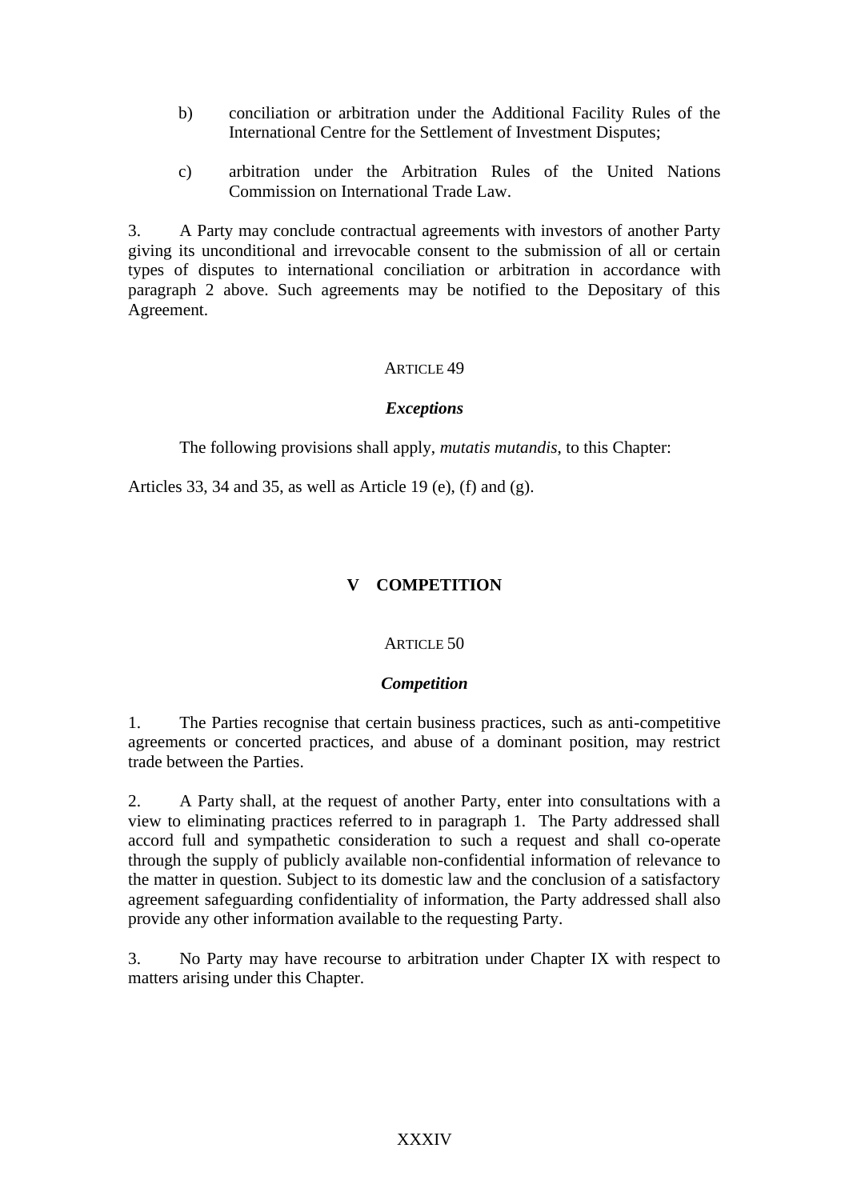b) conciliation or arbitration under the Additional Facility Rules of the International Centre for the Settlement of Investment Disputes;

c) arbitration under the Arbitration Rules of the United Nations Commission on International Trade Law.

3. A Party may conclude contractual agreements with investors of another Party giving its unconditional and irrevocable consent to the submission of all or certain types of disputes to international conciliation or arbitration in accordance with paragraph 2 above. Such agreements may be notified to the Depositary of this Agreement.

### ARTICLE 49

### *Exceptions*

The following provisions shall apply, *mutatis mutandis*, to this Chapter:

Articles 33, 34 and 35, as well as Article 19 (e), (f) and (g).

## V COMPETITION

### ARTICLE 50

### *Competition*

1. The Parties recognise that certain business practices, such as anti-competitive agreements or concerted practices, and abuse of a dominant position, may restrict trade between the Parties.

2. A Party shall, at the request of another Party, enter into consultations with a view to eliminating practices referred to in paragraph 1. The Party addressed shall accord full and sympathetic consideration to such a request and shall co-operate through the supply of publicly available non-confidential information of relevance to the matter in question. Subject to its domestic law and the conclusion of a satisfactory agreement safeguarding confidentiality of information, the Party addressed shall also provide any other information available to the requesting Party.

3. No Party may have recourse to arbitration under Chapter IX with respect to matters arising under this Chapter.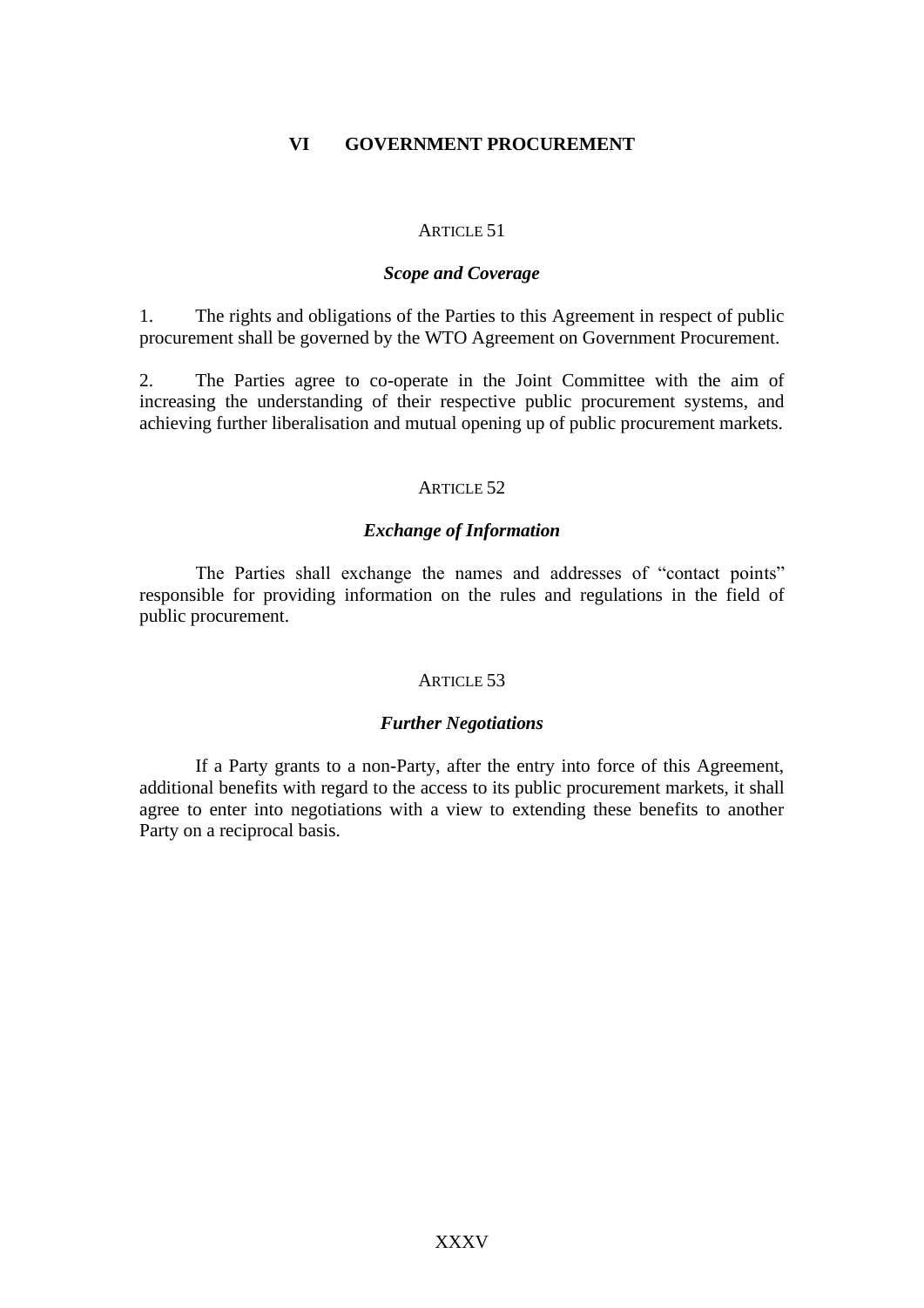## VI GOVERNMENT PROCUREMENT

### ARTICLE 51

#### *Scope and Coverage*

1. The rights and obligations of the Parties to this Agreement in respect of public procurement shall be governed by the WTO Agreement on Government Procurement.

2. The Parties agree to co-operate in the Joint Committee with the aim of increasing the understanding of their respective public procurement systems, and achieving further liberalisation and mutual opening up of public procurement markets.

### ARTICLE 52

#### *Exchange of Information*

The Parties shall exchange the names and addresses of "contact points" responsible for providing information on the rules and regulations in the field of public procurement.

### ARTICLE 53

#### *Further Negotiations*

If a Party grants to a non-Party, after the entry into force of this Agreement, additional benefits with regard to the access to its public procurement markets, it shall agree to enter into negotiations with a view to extending these benefits to another Party on a reciprocal basis.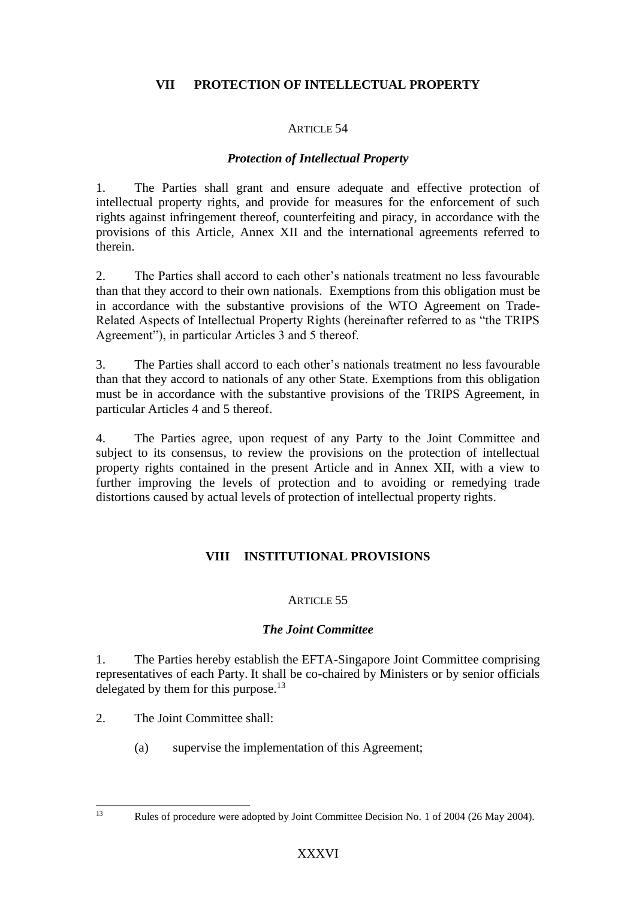## VII PROTECTION OF INTELLECTUAL PROPERTY

ARTICLE 54

***Protection of Intellectual Property***

1. The Parties shall grant and ensure adequate and effective protection of intellectual property rights, and provide for measures for the enforcement of such rights against infringement thereof, counterfeiting and piracy, in accordance with the provisions of this Article, Annex XII and the international agreements referred to therein.

2. The Parties shall accord to each other's nationals treatment no less favourable than that they accord to their own nationals. Exemptions from this obligation must be in accordance with the substantive provisions of the WTO Agreement on Trade-Related Aspects of Intellectual Property Rights (hereinafter referred to as "the TRIPS Agreement"), in particular Articles 3 and 5 thereof.

3. The Parties shall accord to each other's nationals treatment no less favourable than that they accord to nationals of any other State. Exemptions from this obligation must be in accordance with the substantive provisions of the TRIPS Agreement, in particular Articles 4 and 5 thereof.

4. The Parties agree, upon request of any Party to the Joint Committee and subject to its consensus, to review the provisions on the protection of intellectual property rights contained in the present Article and in Annex XII, with a view to further improving the levels of protection and to avoiding or remedying trade distortions caused by actual levels of protection of intellectual property rights.

## VIII INSTITUTIONAL PROVISIONS

ARTICLE 55

***The Joint Committee***

1. The Parties hereby establish the EFTA-Singapore Joint Committee comprising representatives of each Party. It shall be co-chaired by Ministers or by senior officials delegated by them for this purpose.[13]

2. The Joint Committee shall:

(a) supervise the implementation of this Agreement;

[13] Rules of procedure were adopted by Joint Committee Decision No. 1 of 2004 (26 May 2004).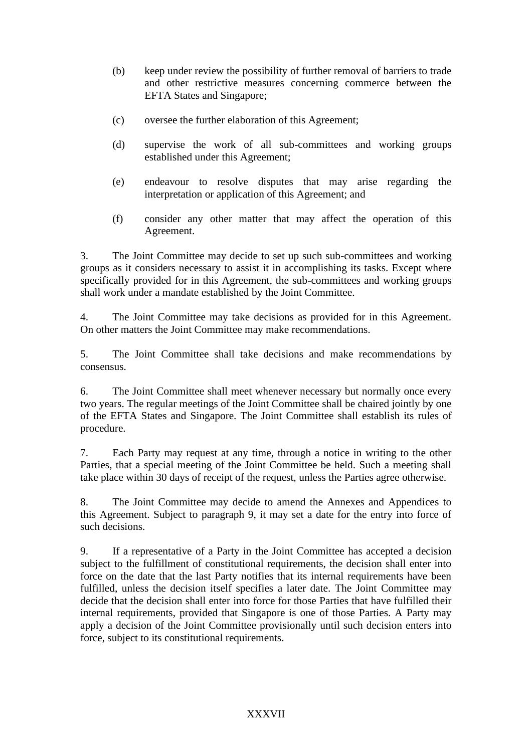(b) keep under review the possibility of further removal of barriers to trade and other restrictive measures concerning commerce between the EFTA States and Singapore;

(c) oversee the further elaboration of this Agreement;

(d) supervise the work of all sub-committees and working groups established under this Agreement;

(e) endeavour to resolve disputes that may arise regarding the interpretation or application of this Agreement; and

(f) consider any other matter that may affect the operation of this Agreement.

3. The Joint Committee may decide to set up such sub-committees and working groups as it considers necessary to assist it in accomplishing its tasks. Except where specifically provided for in this Agreement, the sub-committees and working groups shall work under a mandate established by the Joint Committee.

4. The Joint Committee may take decisions as provided for in this Agreement. On other matters the Joint Committee may make recommendations.

5. The Joint Committee shall take decisions and make recommendations by consensus.

6. The Joint Committee shall meet whenever necessary but normally once every two years. The regular meetings of the Joint Committee shall be chaired jointly by one of the EFTA States and Singapore. The Joint Committee shall establish its rules of procedure.

7. Each Party may request at any time, through a notice in writing to the other Parties, that a special meeting of the Joint Committee be held. Such a meeting shall take place within 30 days of receipt of the request, unless the Parties agree otherwise.

8. The Joint Committee may decide to amend the Annexes and Appendices to this Agreement. Subject to paragraph 9, it may set a date for the entry into force of such decisions.

9. If a representative of a Party in the Joint Committee has accepted a decision subject to the fulfillment of constitutional requirements, the decision shall enter into force on the date that the last Party notifies that its internal requirements have been fulfilled, unless the decision itself specifies a later date. The Joint Committee may decide that the decision shall enter into force for those Parties that have fulfilled their internal requirements, provided that Singapore is one of those Parties. A Party may apply a decision of the Joint Committee provisionally until such decision enters into force, subject to its constitutional requirements.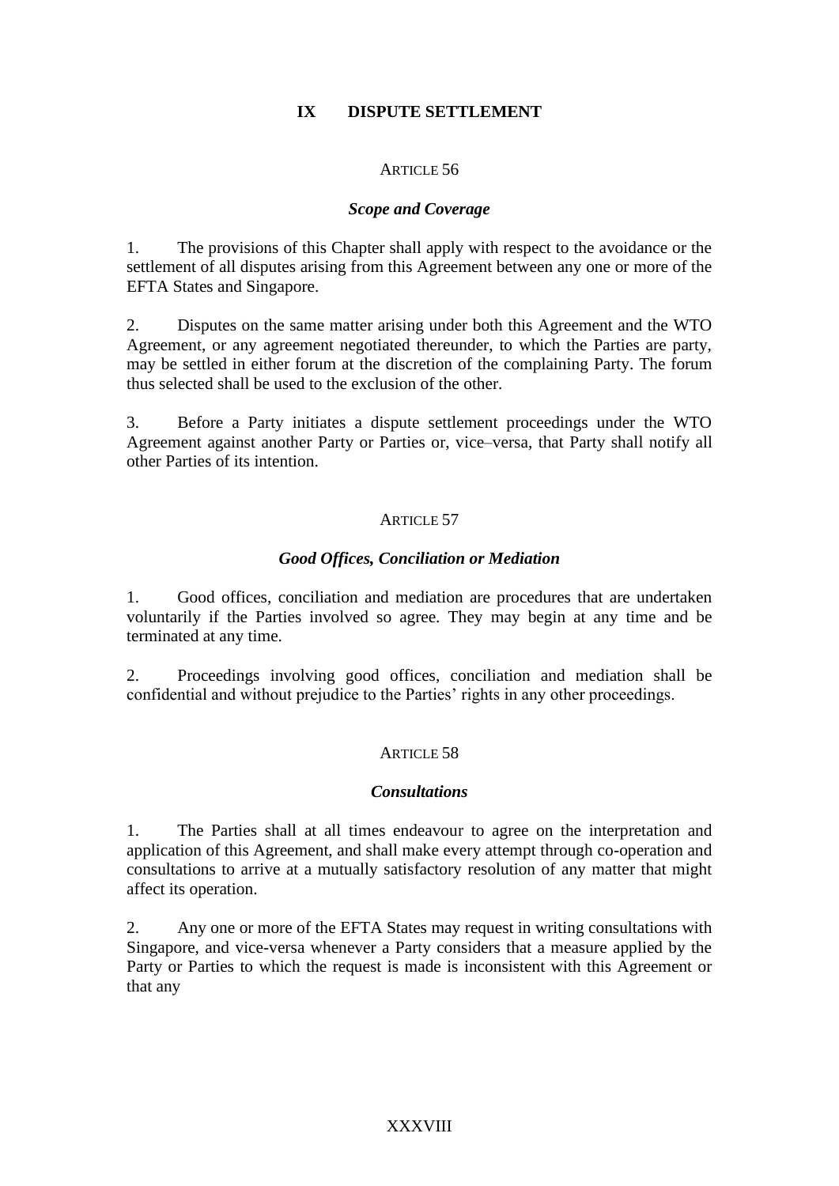## IX DISPUTE SETTLEMENT

### ARTICLE 56

#### *Scope and Coverage*

1. The provisions of this Chapter shall apply with respect to the avoidance or the settlement of all disputes arising from this Agreement between any one or more of the EFTA States and Singapore.

2. Disputes on the same matter arising under both this Agreement and the WTO Agreement, or any agreement negotiated thereunder, to which the Parties are party, may be settled in either forum at the discretion of the complaining Party. The forum thus selected shall be used to the exclusion of the other.

3. Before a Party initiates a dispute settlement proceedings under the WTO Agreement against another Party or Parties or, vice–versa, that Party shall notify all other Parties of its intention.

### ARTICLE 57

#### *Good Offices, Conciliation or Mediation*

1. Good offices, conciliation and mediation are procedures that are undertaken voluntarily if the Parties involved so agree. They may begin at any time and be terminated at any time.

2. Proceedings involving good offices, conciliation and mediation shall be confidential and without prejudice to the Parties' rights in any other proceedings.

### ARTICLE 58

#### *Consultations*

1. The Parties shall at all times endeavour to agree on the interpretation and application of this Agreement, and shall make every attempt through co-operation and consultations to arrive at a mutually satisfactory resolution of any matter that might affect its operation.

2. Any one or more of the EFTA States may request in writing consultations with Singapore, and vice-versa whenever a Party considers that a measure applied by the Party or Parties to which the request is made is inconsistent with this Agreement or that any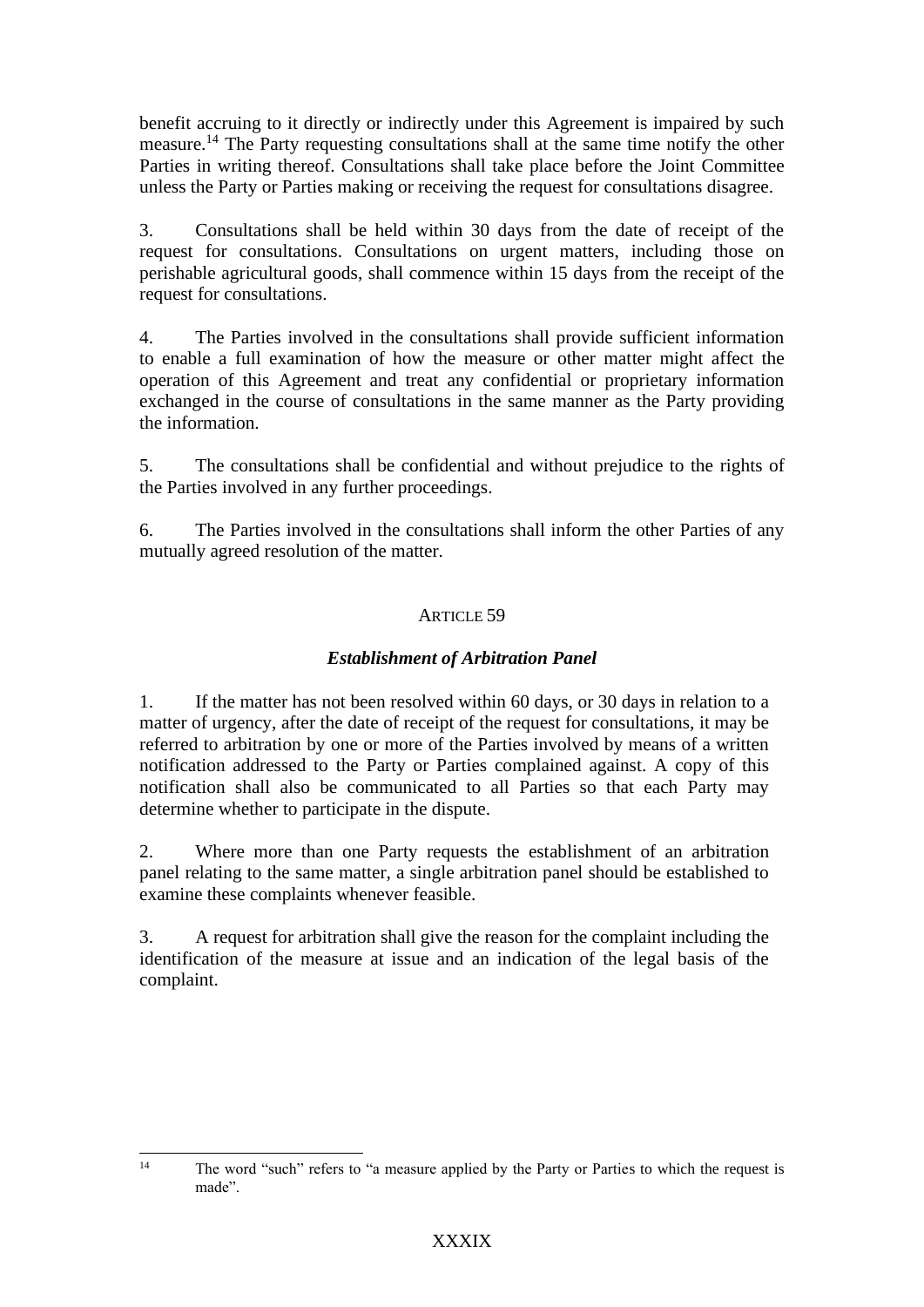benefit accruing to it directly or indirectly under this Agreement is impaired by such measure.[14] The Party requesting consultations shall at the same time notify the other Parties in writing thereof. Consultations shall take place before the Joint Committee unless the Party or Parties making or receiving the request for consultations disagree.

3. Consultations shall be held within 30 days from the date of receipt of the request for consultations. Consultations on urgent matters, including those on perishable agricultural goods, shall commence within 15 days from the receipt of the request for consultations.

4. The Parties involved in the consultations shall provide sufficient information to enable a full examination of how the measure or other matter might affect the operation of this Agreement and treat any confidential or proprietary information exchanged in the course of consultations in the same manner as the Party providing the information.

5. The consultations shall be confidential and without prejudice to the rights of the Parties involved in any further proceedings.

6. The Parties involved in the consultations shall inform the other Parties of any mutually agreed resolution of the matter.

### ARTICLE 59

### *Establishment of Arbitration Panel*

1. If the matter has not been resolved within 60 days, or 30 days in relation to a matter of urgency, after the date of receipt of the request for consultations, it may be referred to arbitration by one or more of the Parties involved by means of a written notification addressed to the Party or Parties complained against. A copy of this notification shall also be communicated to all Parties so that each Party may determine whether to participate in the dispute.

2. Where more than one Party requests the establishment of an arbitration panel relating to the same matter, a single arbitration panel should be established to examine these complaints whenever feasible.

3. A request for arbitration shall give the reason for the complaint including the identification of the measure at issue and an indication of the legal basis of the complaint.

---

[14] The word "such" refers to "a measure applied by the Party or Parties to which the request is made".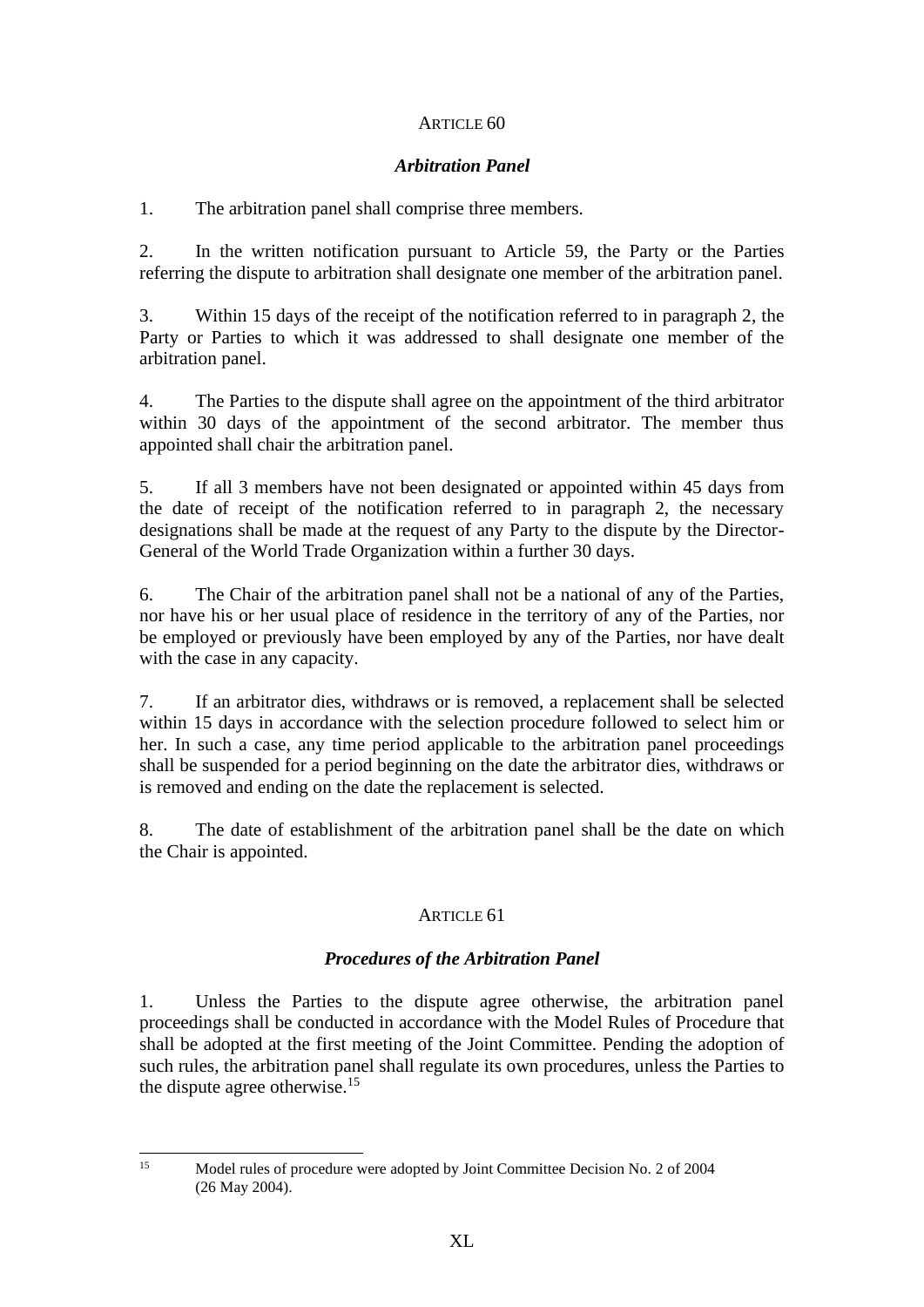ARTICLE 60

***Arbitration Panel***

1. The arbitration panel shall comprise three members.

2. In the written notification pursuant to Article 59, the Party or the Parties referring the dispute to arbitration shall designate one member of the arbitration panel.

3. Within 15 days of the receipt of the notification referred to in paragraph 2, the Party or Parties to which it was addressed to shall designate one member of the arbitration panel.

4. The Parties to the dispute shall agree on the appointment of the third arbitrator within 30 days of the appointment of the second arbitrator. The member thus appointed shall chair the arbitration panel.

5. If all 3 members have not been designated or appointed within 45 days from the date of receipt of the notification referred to in paragraph 2, the necessary designations shall be made at the request of any Party to the dispute by the Director-General of the World Trade Organization within a further 30 days.

6. The Chair of the arbitration panel shall not be a national of any of the Parties, nor have his or her usual place of residence in the territory of any of the Parties, nor be employed or previously have been employed by any of the Parties, nor have dealt with the case in any capacity.

7. If an arbitrator dies, withdraws or is removed, a replacement shall be selected within 15 days in accordance with the selection procedure followed to select him or her. In such a case, any time period applicable to the arbitration panel proceedings shall be suspended for a period beginning on the date the arbitrator dies, withdraws or is removed and ending on the date the replacement is selected.

8. The date of establishment of the arbitration panel shall be the date on which the Chair is appointed.

ARTICLE 61

***Procedures of the Arbitration Panel***

1. Unless the Parties to the dispute agree otherwise, the arbitration panel proceedings shall be conducted in accordance with the Model Rules of Procedure that shall be adopted at the first meeting of the Joint Committee. Pending the adoption of such rules, the arbitration panel shall regulate its own procedures, unless the Parties to the dispute agree otherwise.[15]

---

[15] Model rules of procedure were adopted by Joint Committee Decision No. 2 of 2004 (26 May 2004).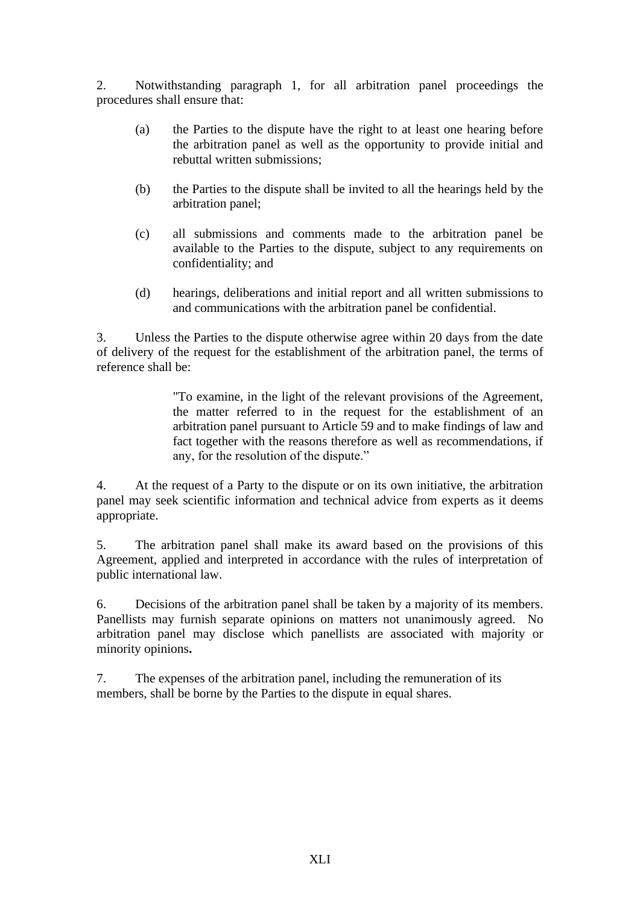2. Notwithstanding paragraph 1, for all arbitration panel proceedings the procedures shall ensure that:

(a) the Parties to the dispute have the right to at least one hearing before the arbitration panel as well as the opportunity to provide initial and rebuttal written submissions;

(b) the Parties to the dispute shall be invited to all the hearings held by the arbitration panel;

(c) all submissions and comments made to the arbitration panel be available to the Parties to the dispute, subject to any requirements on confidentiality; and

(d) hearings, deliberations and initial report and all written submissions to and communications with the arbitration panel be confidential.

3. Unless the Parties to the dispute otherwise agree within 20 days from the date of delivery of the request for the establishment of the arbitration panel, the terms of reference shall be:

> "To examine, in the light of the relevant provisions of the Agreement, the matter referred to in the request for the establishment of an arbitration panel pursuant to Article 59 and to make findings of law and fact together with the reasons therefore as well as recommendations, if any, for the resolution of the dispute."

4. At the request of a Party to the dispute or on its own initiative, the arbitration panel may seek scientific information and technical advice from experts as it deems appropriate.

5. The arbitration panel shall make its award based on the provisions of this Agreement, applied and interpreted in accordance with the rules of interpretation of public international law.

6. Decisions of the arbitration panel shall be taken by a majority of its members. Panellists may furnish separate opinions on matters not unanimously agreed. No arbitration panel may disclose which panellists are associated with majority or minority opinions**.**

7. The expenses of the arbitration panel, including the remuneration of its members, shall be borne by the Parties to the dispute in equal shares.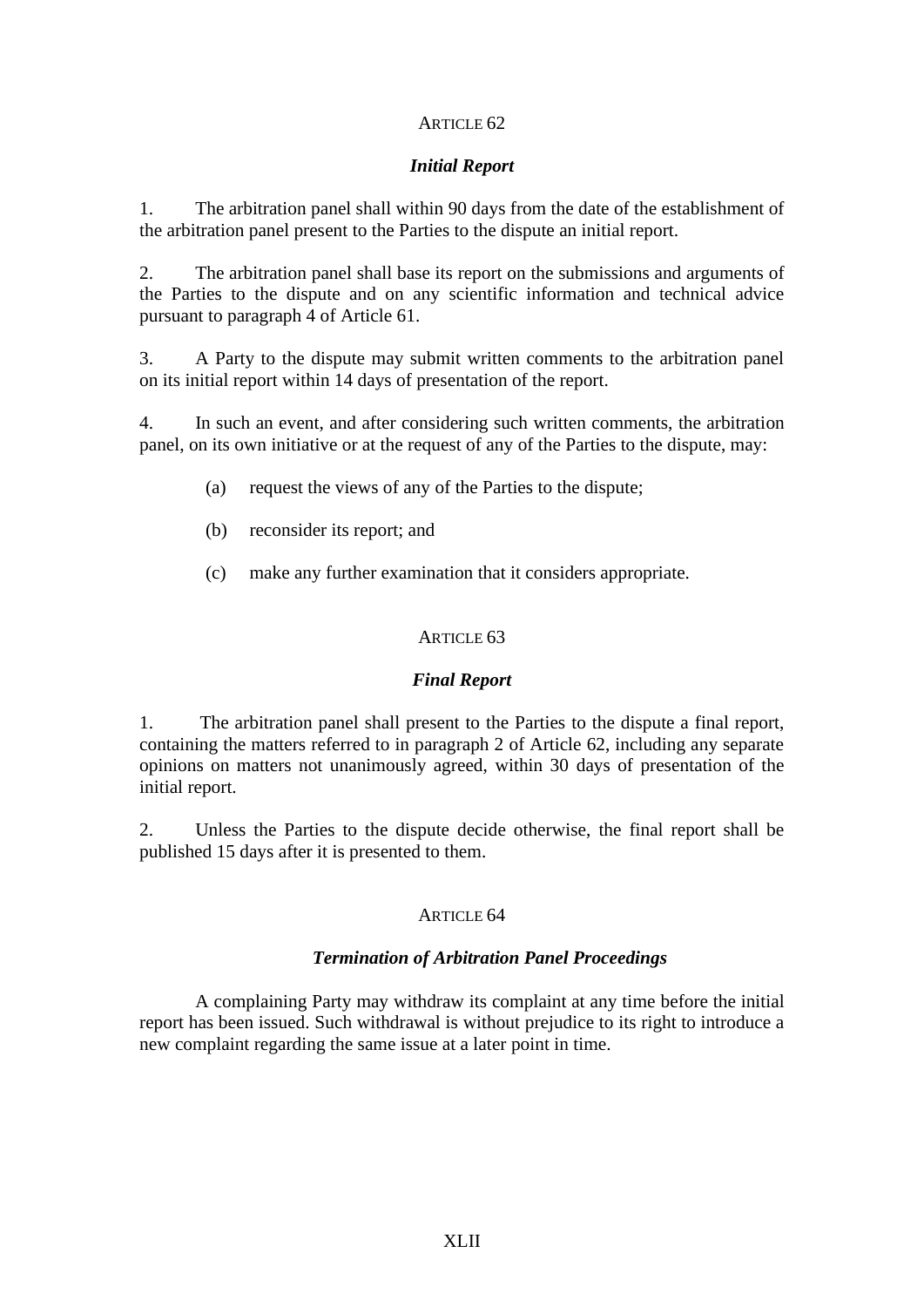ARTICLE 62

***Initial Report***

1. The arbitration panel shall within 90 days from the date of the establishment of the arbitration panel present to the Parties to the dispute an initial report.

2. The arbitration panel shall base its report on the submissions and arguments of the Parties to the dispute and on any scientific information and technical advice pursuant to paragraph 4 of Article 61.

3. A Party to the dispute may submit written comments to the arbitration panel on its initial report within 14 days of presentation of the report.

4. In such an event, and after considering such written comments, the arbitration panel, on its own initiative or at the request of any of the Parties to the dispute, may:

  (a) request the views of any of the Parties to the dispute;

  (b) reconsider its report; and

  (c) make any further examination that it considers appropriate.

ARTICLE 63

***Final Report***

1. The arbitration panel shall present to the Parties to the dispute a final report, containing the matters referred to in paragraph 2 of Article 62, including any separate opinions on matters not unanimously agreed, within 30 days of presentation of the initial report.

2. Unless the Parties to the dispute decide otherwise, the final report shall be published 15 days after it is presented to them.

ARTICLE 64

***Termination of Arbitration Panel Proceedings***

A complaining Party may withdraw its complaint at any time before the initial report has been issued. Such withdrawal is without prejudice to its right to introduce a new complaint regarding the same issue at a later point in time.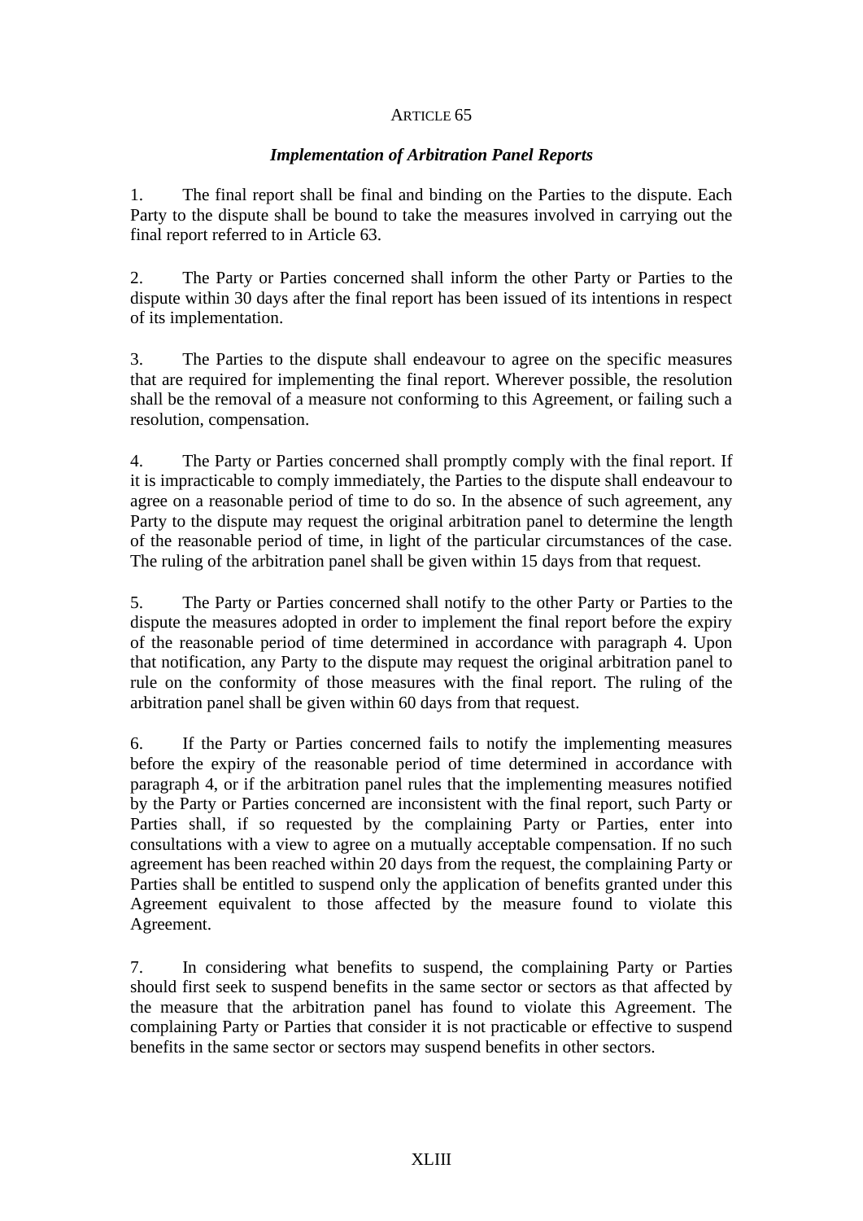ARTICLE 65

***Implementation of Arbitration Panel Reports***

1. The final report shall be final and binding on the Parties to the dispute. Each Party to the dispute shall be bound to take the measures involved in carrying out the final report referred to in Article 63.

2. The Party or Parties concerned shall inform the other Party or Parties to the dispute within 30 days after the final report has been issued of its intentions in respect of its implementation.

3. The Parties to the dispute shall endeavour to agree on the specific measures that are required for implementing the final report. Wherever possible, the resolution shall be the removal of a measure not conforming to this Agreement, or failing such a resolution, compensation.

4. The Party or Parties concerned shall promptly comply with the final report. If it is impracticable to comply immediately, the Parties to the dispute shall endeavour to agree on a reasonable period of time to do so. In the absence of such agreement, any Party to the dispute may request the original arbitration panel to determine the length of the reasonable period of time, in light of the particular circumstances of the case. The ruling of the arbitration panel shall be given within 15 days from that request.

5. The Party or Parties concerned shall notify to the other Party or Parties to the dispute the measures adopted in order to implement the final report before the expiry of the reasonable period of time determined in accordance with paragraph 4. Upon that notification, any Party to the dispute may request the original arbitration panel to rule on the conformity of those measures with the final report. The ruling of the arbitration panel shall be given within 60 days from that request.

6. If the Party or Parties concerned fails to notify the implementing measures before the expiry of the reasonable period of time determined in accordance with paragraph 4, or if the arbitration panel rules that the implementing measures notified by the Party or Parties concerned are inconsistent with the final report, such Party or Parties shall, if so requested by the complaining Party or Parties, enter into consultations with a view to agree on a mutually acceptable compensation. If no such agreement has been reached within 20 days from the request, the complaining Party or Parties shall be entitled to suspend only the application of benefits granted under this Agreement equivalent to those affected by the measure found to violate this Agreement.

7. In considering what benefits to suspend, the complaining Party or Parties should first seek to suspend benefits in the same sector or sectors as that affected by the measure that the arbitration panel has found to violate this Agreement. The complaining Party or Parties that consider it is not practicable or effective to suspend benefits in the same sector or sectors may suspend benefits in other sectors.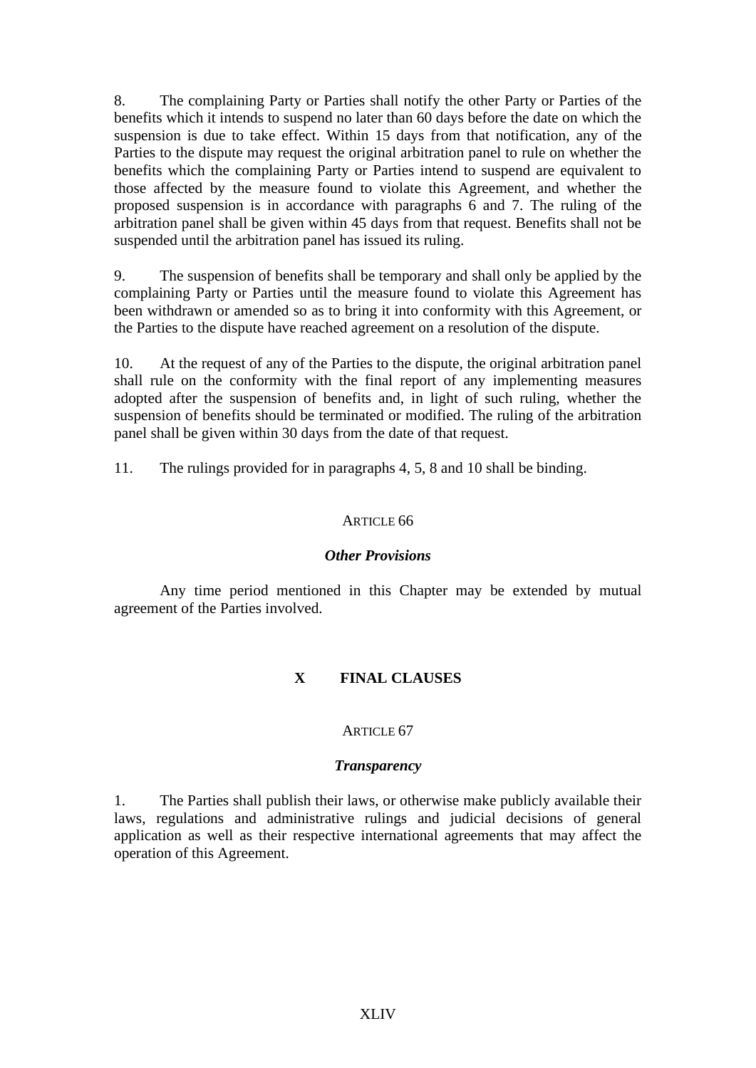8. The complaining Party or Parties shall notify the other Party or Parties of the benefits which it intends to suspend no later than 60 days before the date on which the suspension is due to take effect. Within 15 days from that notification, any of the Parties to the dispute may request the original arbitration panel to rule on whether the benefits which the complaining Party or Parties intend to suspend are equivalent to those affected by the measure found to violate this Agreement, and whether the proposed suspension is in accordance with paragraphs 6 and 7. The ruling of the arbitration panel shall be given within 45 days from that request. Benefits shall not be suspended until the arbitration panel has issued its ruling.

9. The suspension of benefits shall be temporary and shall only be applied by the complaining Party or Parties until the measure found to violate this Agreement has been withdrawn or amended so as to bring it into conformity with this Agreement, or the Parties to the dispute have reached agreement on a resolution of the dispute.

10. At the request of any of the Parties to the dispute, the original arbitration panel shall rule on the conformity with the final report of any implementing measures adopted after the suspension of benefits and, in light of such ruling, whether the suspension of benefits should be terminated or modified. The ruling of the arbitration panel shall be given within 30 days from the date of that request.

11. The rulings provided for in paragraphs 4, 5, 8 and 10 shall be binding.

### ARTICLE 66

### *Other Provisions*

Any time period mentioned in this Chapter may be extended by mutual agreement of the Parties involved.

## X FINAL CLAUSES

### ARTICLE 67

### *Transparency*

1. The Parties shall publish their laws, or otherwise make publicly available their laws, regulations and administrative rulings and judicial decisions of general application as well as their respective international agreements that may affect the operation of this Agreement.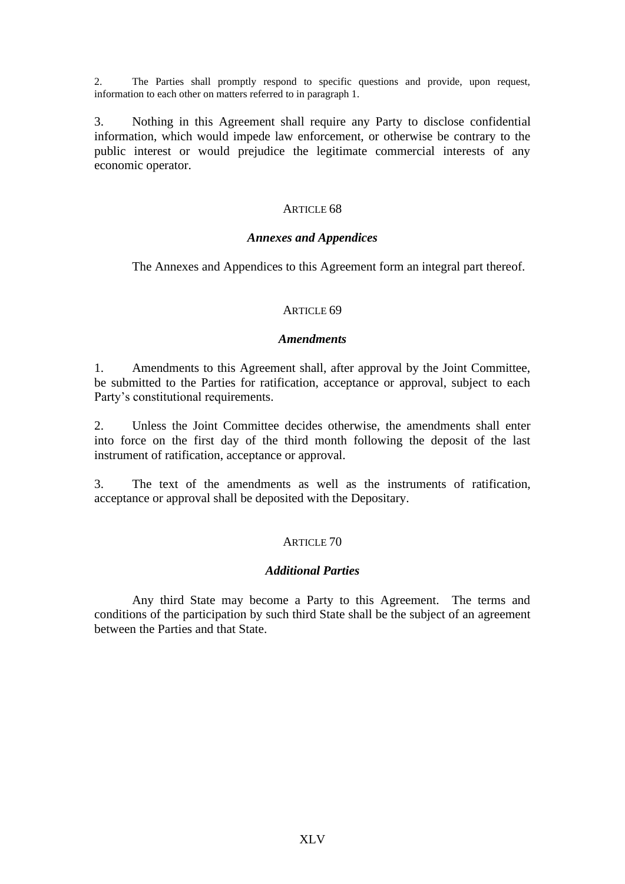2. The Parties shall promptly respond to specific questions and provide, upon request, information to each other on matters referred to in paragraph 1.

3. Nothing in this Agreement shall require any Party to disclose confidential information, which would impede law enforcement, or otherwise be contrary to the public interest or would prejudice the legitimate commercial interests of any economic operator.

### ARTICLE 68

### *Annexes and Appendices*

The Annexes and Appendices to this Agreement form an integral part thereof.

### ARTICLE 69

### *Amendments*

1. Amendments to this Agreement shall, after approval by the Joint Committee, be submitted to the Parties for ratification, acceptance or approval, subject to each Party's constitutional requirements.

2. Unless the Joint Committee decides otherwise, the amendments shall enter into force on the first day of the third month following the deposit of the last instrument of ratification, acceptance or approval.

3. The text of the amendments as well as the instruments of ratification, acceptance or approval shall be deposited with the Depositary.

### ARTICLE 70

### *Additional Parties*

Any third State may become a Party to this Agreement. The terms and conditions of the participation by such third State shall be the subject of an agreement between the Parties and that State.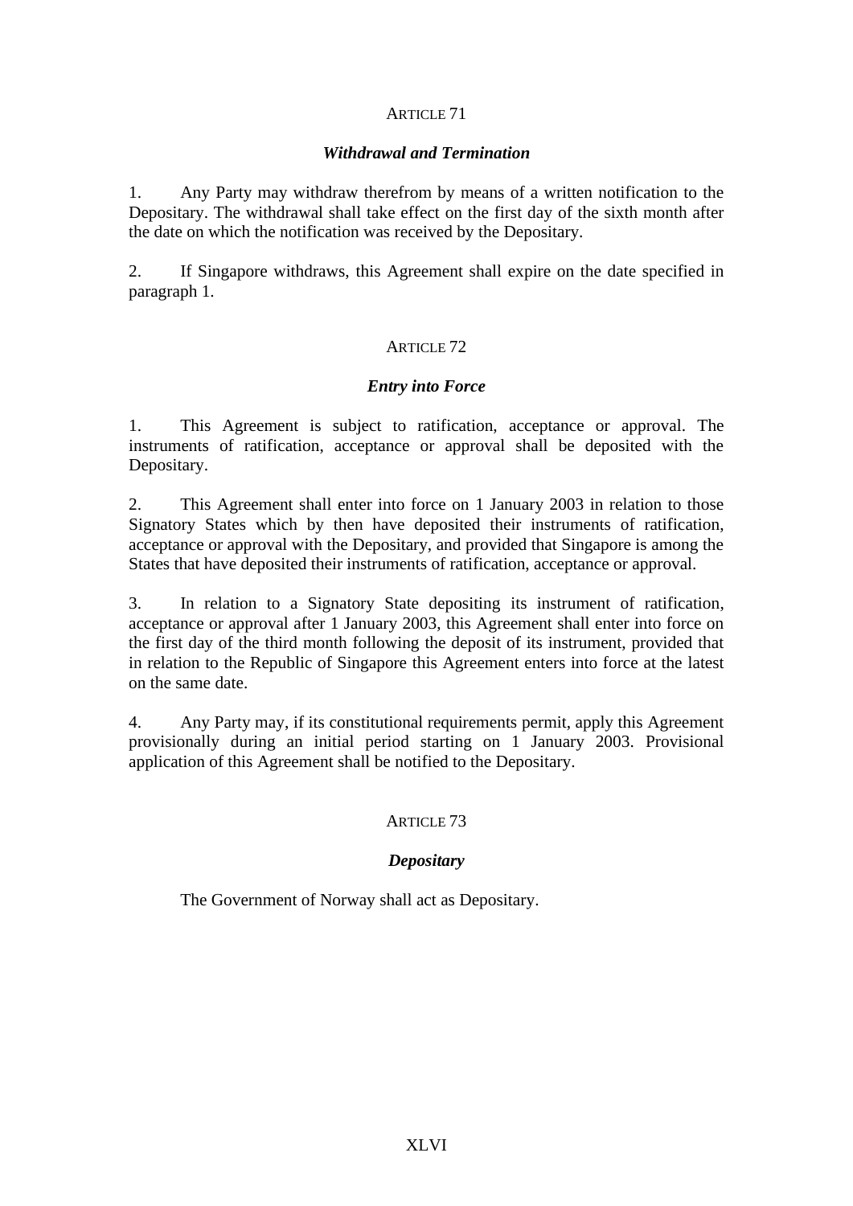## ARTICLE 71

### *Withdrawal and Termination*

1. Any Party may withdraw therefrom by means of a written notification to the Depositary. The withdrawal shall take effect on the first day of the sixth month after the date on which the notification was received by the Depositary.

2. If Singapore withdraws, this Agreement shall expire on the date specified in paragraph 1.

## ARTICLE 72

### *Entry into Force*

1. This Agreement is subject to ratification, acceptance or approval. The instruments of ratification, acceptance or approval shall be deposited with the Depositary.

2. This Agreement shall enter into force on 1 January 2003 in relation to those Signatory States which by then have deposited their instruments of ratification, acceptance or approval with the Depositary, and provided that Singapore is among the States that have deposited their instruments of ratification, acceptance or approval.

3. In relation to a Signatory State depositing its instrument of ratification, acceptance or approval after 1 January 2003, this Agreement shall enter into force on the first day of the third month following the deposit of its instrument, provided that in relation to the Republic of Singapore this Agreement enters into force at the latest on the same date.

4. Any Party may, if its constitutional requirements permit, apply this Agreement provisionally during an initial period starting on 1 January 2003. Provisional application of this Agreement shall be notified to the Depositary.

## ARTICLE 73

### *Depositary*

The Government of Norway shall act as Depositary.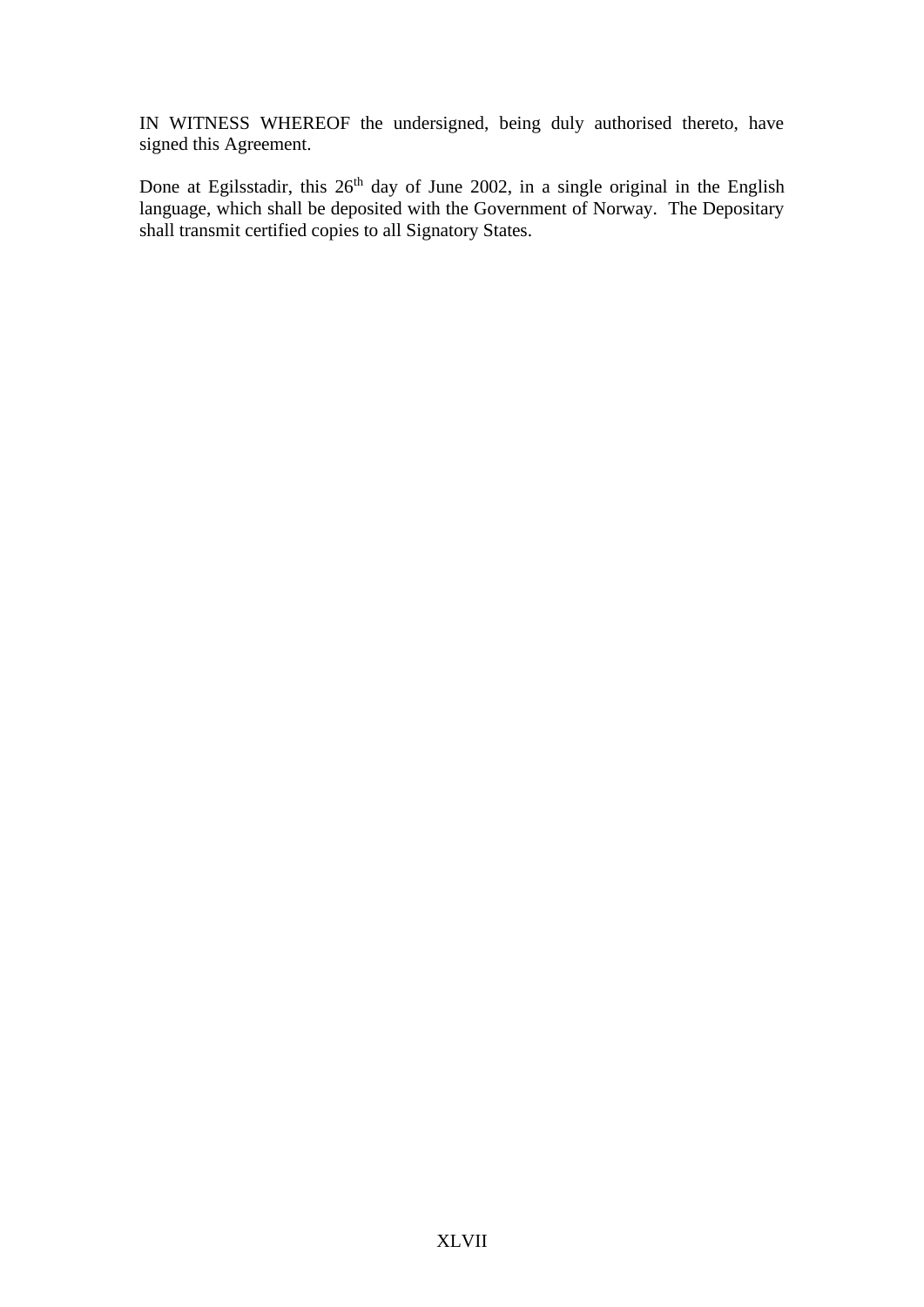IN WITNESS WHEREOF the undersigned, being duly authorised thereto, have signed this Agreement.

Done at Egilsstadir, this 26th day of June 2002, in a single original in the English language, which shall be deposited with the Government of Norway. The Depositary shall transmit certified copies to all Signatory States.